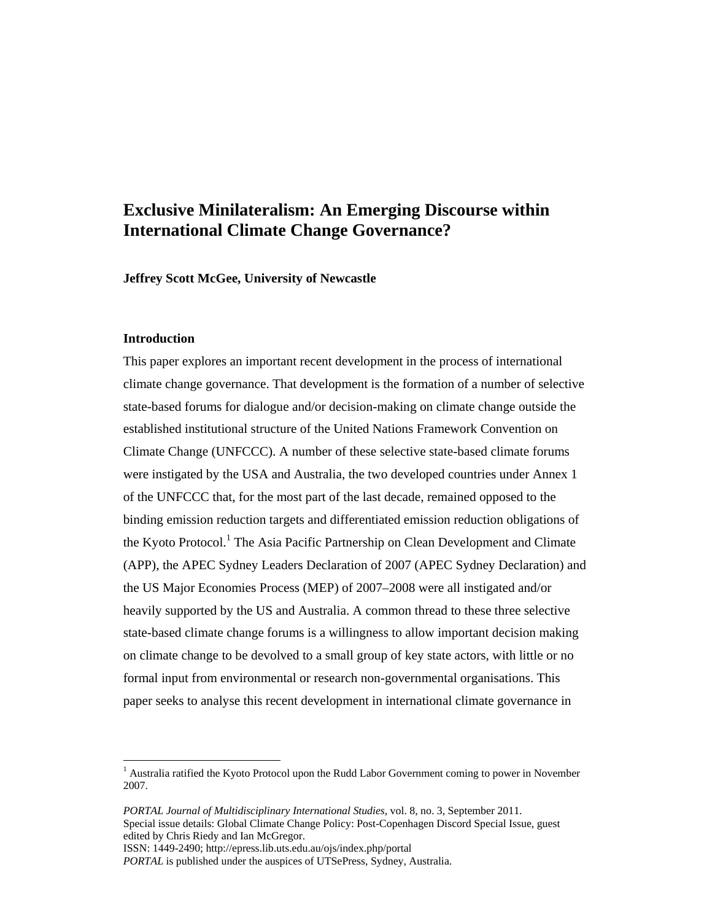# Exclusive Minilateralism: An Emerging Discourse within International Climate Change Governance?

**Jeffrey Scott McGee, University of Newcastle**

## Introduction

This paper explores an important recent development in the process of international climate change governance. That development is the formation of a number of selective state-based forums for dialogue and/or decision-making on climate change outside the established institutional structure of the United Nations Framework Convention on Climate Change (UNFCCC). A number of these selective state-based climate forums were instigated by the USA and Australia, the two developed countries under Annex 1 of the UNFCCC that, for the most part of the last decade, remained opposed to the binding emission reduction targets and differentiated emission reduction obligations of the Kyoto Protocol.[1] The Asia Pacific Partnership on Clean Development and Climate (APP), the APEC Sydney Leaders Declaration of 2007 (APEC Sydney Declaration) and the US Major Economies Process (MEP) of 2007–2008 were all instigated and/or heavily supported by the US and Australia. A common thread to these three selective state-based climate change forums is a willingness to allow important decision making on climate change to be devolved to a small group of key state actors, with little or no formal input from environmental or research non-governmental organisations. This paper seeks to analyse this recent development in international climate governance in

[1] Australia ratified the Kyoto Protocol upon the Rudd Labor Government coming to power in November 2007.

*PORTAL Journal of Multidisciplinary International Studies*, vol. 8, no. 3, September 2011.
Special issue details: Global Climate Change Policy: Post-Copenhagen Discord Special Issue, guest edited by Chris Riedy and Ian McGregor.
ISSN: 1449-2490; http://epress.lib.uts.edu.au/ojs/index.php/portal
*PORTAL* is published under the auspices of UTSePress, Sydney, Australia.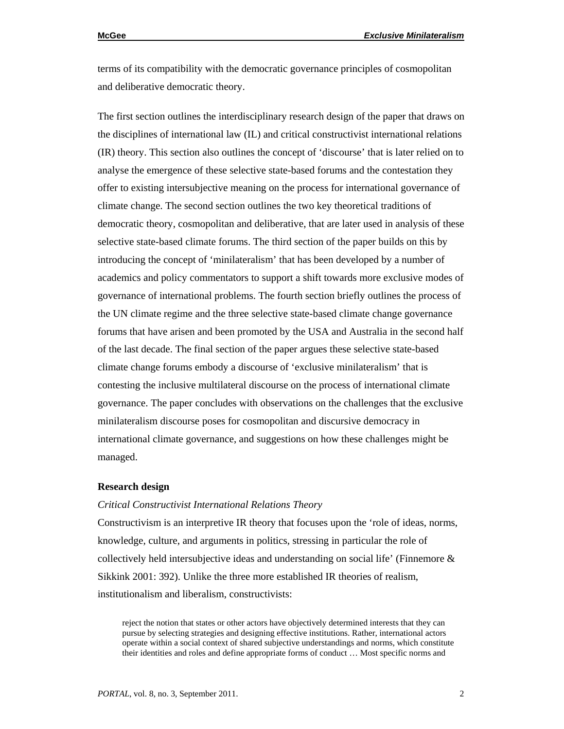terms of its compatibility with the democratic governance principles of cosmopolitan and deliberative democratic theory.

The first section outlines the interdisciplinary research design of the paper that draws on the disciplines of international law (IL) and critical constructivist international relations (IR) theory. This section also outlines the concept of 'discourse' that is later relied on to analyse the emergence of these selective state-based forums and the contestation they offer to existing intersubjective meaning on the process for international governance of climate change. The second section outlines the two key theoretical traditions of democratic theory, cosmopolitan and deliberative, that are later used in analysis of these selective state-based climate forums. The third section of the paper builds on this by introducing the concept of 'minilateralism' that has been developed by a number of academics and policy commentators to support a shift towards more exclusive modes of governance of international problems. The fourth section briefly outlines the process of the UN climate regime and the three selective state-based climate change governance forums that have arisen and been promoted by the USA and Australia in the second half of the last decade. The final section of the paper argues these selective state-based climate change forums embody a discourse of 'exclusive minilateralism' that is contesting the inclusive multilateral discourse on the process of international climate governance. The paper concludes with observations on the challenges that the exclusive minilateralism discourse poses for cosmopolitan and discursive democracy in international climate governance, and suggestions on how these challenges might be managed.

## Research design

### *Critical Constructivist International Relations Theory*

Constructivism is an interpretive IR theory that focuses upon the 'role of ideas, norms, knowledge, culture, and arguments in politics, stressing in particular the role of collectively held intersubjective ideas and understanding on social life' (Finnemore & Sikkink 2001: 392). Unlike the three more established IR theories of realism, institutionalism and liberalism, constructivists:

> reject the notion that states or other actors have objectively determined interests that they can pursue by selecting strategies and designing effective institutions. Rather, international actors operate within a social context of shared subjective understandings and norms, which constitute their identities and roles and define appropriate forms of conduct … Most specific norms and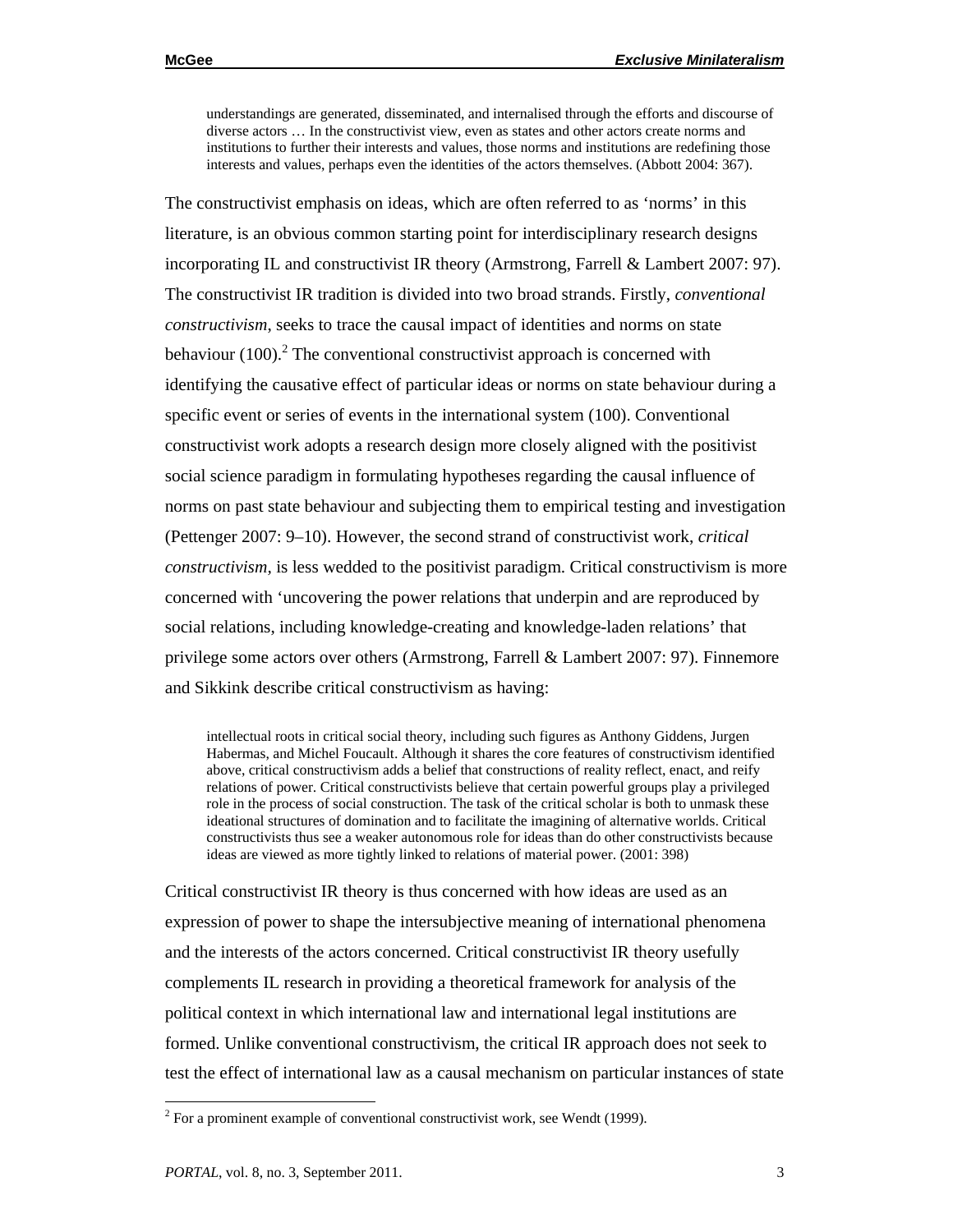> understandings are generated, disseminated, and internalised through the efforts and discourse of diverse actors … In the constructivist view, even as states and other actors create norms and institutions to further their interests and values, those norms and institutions are redefining those interests and values, perhaps even the identities of the actors themselves. (Abbott 2004: 367).

The constructivist emphasis on ideas, which are often referred to as 'norms' in this literature, is an obvious common starting point for interdisciplinary research designs incorporating IL and constructivist IR theory (Armstrong, Farrell & Lambert 2007: 97). The constructivist IR tradition is divided into two broad strands. Firstly, *conventional constructivism*, seeks to trace the causal impact of identities and norms on state behaviour (100).[2] The conventional constructivist approach is concerned with identifying the causative effect of particular ideas or norms on state behaviour during a specific event or series of events in the international system (100). Conventional constructivist work adopts a research design more closely aligned with the positivist social science paradigm in formulating hypotheses regarding the causal influence of norms on past state behaviour and subjecting them to empirical testing and investigation (Pettenger 2007: 9–10). However, the second strand of constructivist work, *critical constructivism*, is less wedded to the positivist paradigm. Critical constructivism is more concerned with 'uncovering the power relations that underpin and are reproduced by social relations, including knowledge-creating and knowledge-laden relations' that privilege some actors over others (Armstrong, Farrell & Lambert 2007: 97). Finnemore and Sikkink describe critical constructivism as having:

> intellectual roots in critical social theory, including such figures as Anthony Giddens, Jurgen Habermas, and Michel Foucault. Although it shares the core features of constructivism identified above, critical constructivism adds a belief that constructions of reality reflect, enact, and reify relations of power. Critical constructivists believe that certain powerful groups play a privileged role in the process of social construction. The task of the critical scholar is both to unmask these ideational structures of domination and to facilitate the imagining of alternative worlds. Critical constructivists thus see a weaker autonomous role for ideas than do other constructivists because ideas are viewed as more tightly linked to relations of material power. (2001: 398)

Critical constructivist IR theory is thus concerned with how ideas are used as an expression of power to shape the intersubjective meaning of international phenomena and the interests of the actors concerned. Critical constructivist IR theory usefully complements IL research in providing a theoretical framework for analysis of the political context in which international law and international legal institutions are formed. Unlike conventional constructivism, the critical IR approach does not seek to test the effect of international law as a causal mechanism on particular instances of state

[2] For a prominent example of conventional constructivist work, see Wendt (1999).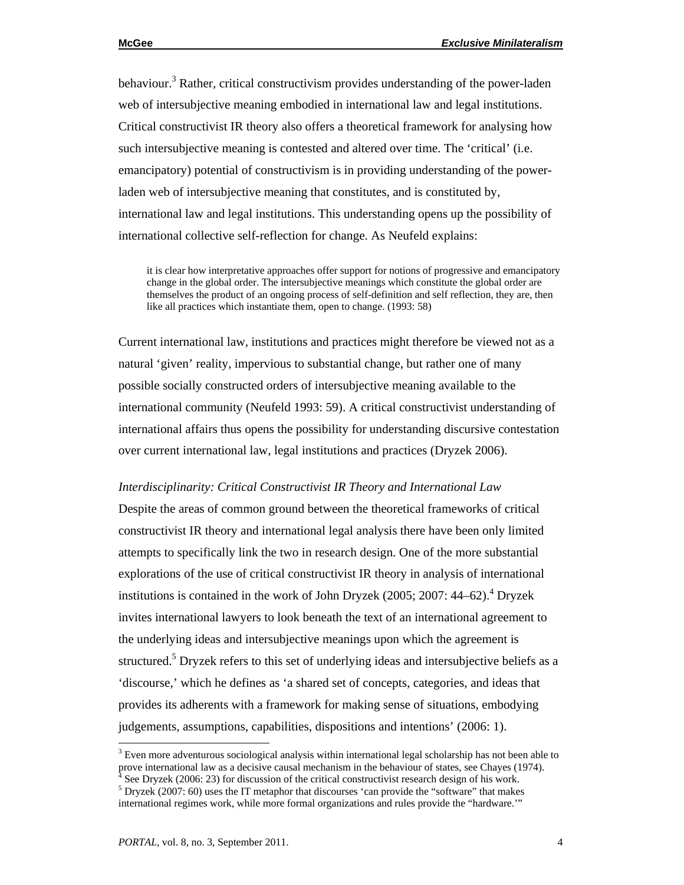behaviour.[3] Rather, critical constructivism provides understanding of the power-laden web of intersubjective meaning embodied in international law and legal institutions. Critical constructivist IR theory also offers a theoretical framework for analysing how such intersubjective meaning is contested and altered over time. The 'critical' (i.e. emancipatory) potential of constructivism is in providing understanding of the power-laden web of intersubjective meaning that constitutes, and is constituted by, international law and legal institutions. This understanding opens up the possibility of international collective self-reflection for change. As Neufeld explains:

> it is clear how interpretative approaches offer support for notions of progressive and emancipatory change in the global order. The intersubjective meanings which constitute the global order are themselves the product of an ongoing process of self-definition and self reflection, they are, then like all practices which instantiate them, open to change. (1993: 58)

Current international law, institutions and practices might therefore be viewed not as a natural 'given' reality, impervious to substantial change, but rather one of many possible socially constructed orders of intersubjective meaning available to the international community (Neufeld 1993: 59). A critical constructivist understanding of international affairs thus opens the possibility for understanding discursive contestation over current international law, legal institutions and practices (Dryzek 2006).

*Interdisciplinarity: Critical Constructivist IR Theory and International Law*

Despite the areas of common ground between the theoretical frameworks of critical constructivist IR theory and international legal analysis there have been only limited attempts to specifically link the two in research design. One of the more substantial explorations of the use of critical constructivist IR theory in analysis of international institutions is contained in the work of John Dryzek (2005; 2007: 44–62).[4] Dryzek invites international lawyers to look beneath the text of an international agreement to the underlying ideas and intersubjective meanings upon which the agreement is structured.[5] Dryzek refers to this set of underlying ideas and intersubjective beliefs as a 'discourse,' which he defines as 'a shared set of concepts, categories, and ideas that provides its adherents with a framework for making sense of situations, embodying judgements, assumptions, capabilities, dispositions and intentions' (2006: 1).

---

[3] Even more adventurous sociological analysis within international legal scholarship has not been able to prove international law as a decisive causal mechanism in the behaviour of states, see Chayes (1974).

[4] See Dryzek (2006: 23) for discussion of the critical constructivist research design of his work.

[5] Dryzek (2007: 60) uses the IT metaphor that discourses 'can provide the "software" that makes international regimes work, while more formal organizations and rules provide the "hardware."'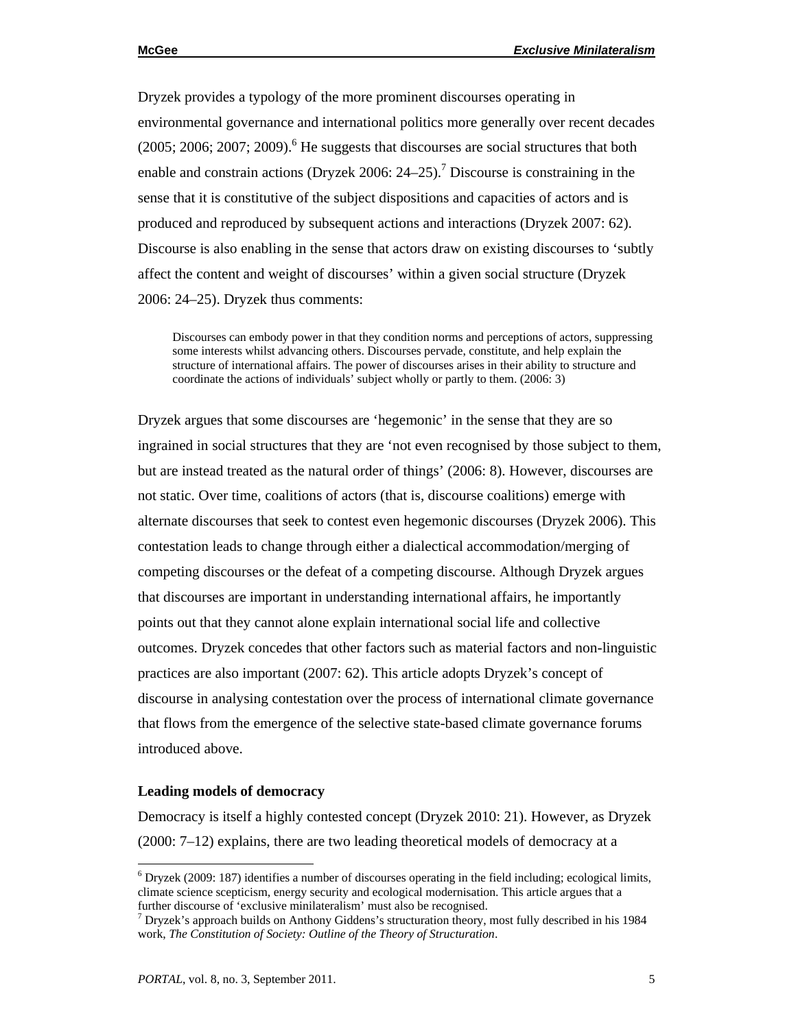Dryzek provides a typology of the more prominent discourses operating in environmental governance and international politics more generally over recent decades (2005; 2006; 2007; 2009).[6] He suggests that discourses are social structures that both enable and constrain actions (Dryzek 2006: 24–25).[7] Discourse is constraining in the sense that it is constitutive of the subject dispositions and capacities of actors and is produced and reproduced by subsequent actions and interactions (Dryzek 2007: 62). Discourse is also enabling in the sense that actors draw on existing discourses to 'subtly affect the content and weight of discourses' within a given social structure (Dryzek 2006: 24–25). Dryzek thus comments:

> Discourses can embody power in that they condition norms and perceptions of actors, suppressing some interests whilst advancing others. Discourses pervade, constitute, and help explain the structure of international affairs. The power of discourses arises in their ability to structure and coordinate the actions of individuals' subject wholly or partly to them. (2006: 3)

Dryzek argues that some discourses are 'hegemonic' in the sense that they are so ingrained in social structures that they are 'not even recognised by those subject to them, but are instead treated as the natural order of things' (2006: 8). However, discourses are not static. Over time, coalitions of actors (that is, discourse coalitions) emerge with alternate discourses that seek to contest even hegemonic discourses (Dryzek 2006). This contestation leads to change through either a dialectical accommodation/merging of competing discourses or the defeat of a competing discourse. Although Dryzek argues that discourses are important in understanding international affairs, he importantly points out that they cannot alone explain international social life and collective outcomes. Dryzek concedes that other factors such as material factors and non-linguistic practices are also important (2007: 62). This article adopts Dryzek's concept of discourse in analysing contestation over the process of international climate governance that flows from the emergence of the selective state-based climate governance forums introduced above.

**Leading models of democracy**

Democracy is itself a highly contested concept (Dryzek 2010: 21). However, as Dryzek (2000: 7–12) explains, there are two leading theoretical models of democracy at a

---

[6] Dryzek (2009: 187) identifies a number of discourses operating in the field including; ecological limits, climate science scepticism, energy security and ecological modernisation. This article argues that a further discourse of 'exclusive minilateralism' must also be recognised.

[7] Dryzek's approach builds on Anthony Giddens's structuration theory, most fully described in his 1984 work, *The Constitution of Society: Outline of the Theory of Structuration*.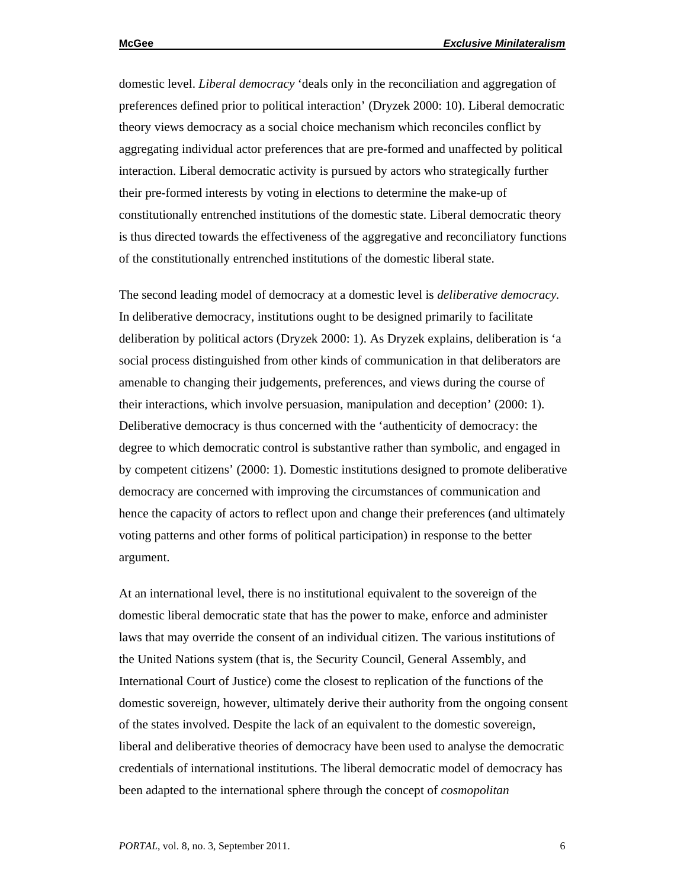domestic level. *Liberal democracy* 'deals only in the reconciliation and aggregation of preferences defined prior to political interaction' (Dryzek 2000: 10). Liberal democratic theory views democracy as a social choice mechanism which reconciles conflict by aggregating individual actor preferences that are pre-formed and unaffected by political interaction. Liberal democratic activity is pursued by actors who strategically further their pre-formed interests by voting in elections to determine the make-up of constitutionally entrenched institutions of the domestic state. Liberal democratic theory is thus directed towards the effectiveness of the aggregative and reconciliatory functions of the constitutionally entrenched institutions of the domestic liberal state.

The second leading model of democracy at a domestic level is *deliberative democracy.* In deliberative democracy, institutions ought to be designed primarily to facilitate deliberation by political actors (Dryzek 2000: 1). As Dryzek explains, deliberation is 'a social process distinguished from other kinds of communication in that deliberators are amenable to changing their judgements, preferences, and views during the course of their interactions, which involve persuasion, manipulation and deception' (2000: 1). Deliberative democracy is thus concerned with the 'authenticity of democracy: the degree to which democratic control is substantive rather than symbolic, and engaged in by competent citizens' (2000: 1). Domestic institutions designed to promote deliberative democracy are concerned with improving the circumstances of communication and hence the capacity of actors to reflect upon and change their preferences (and ultimately voting patterns and other forms of political participation) in response to the better argument.

At an international level, there is no institutional equivalent to the sovereign of the domestic liberal democratic state that has the power to make, enforce and administer laws that may override the consent of an individual citizen. The various institutions of the United Nations system (that is, the Security Council, General Assembly, and International Court of Justice) come the closest to replication of the functions of the domestic sovereign, however, ultimately derive their authority from the ongoing consent of the states involved. Despite the lack of an equivalent to the domestic sovereign, liberal and deliberative theories of democracy have been used to analyse the democratic credentials of international institutions. The liberal democratic model of democracy has been adapted to the international sphere through the concept of *cosmopolitan*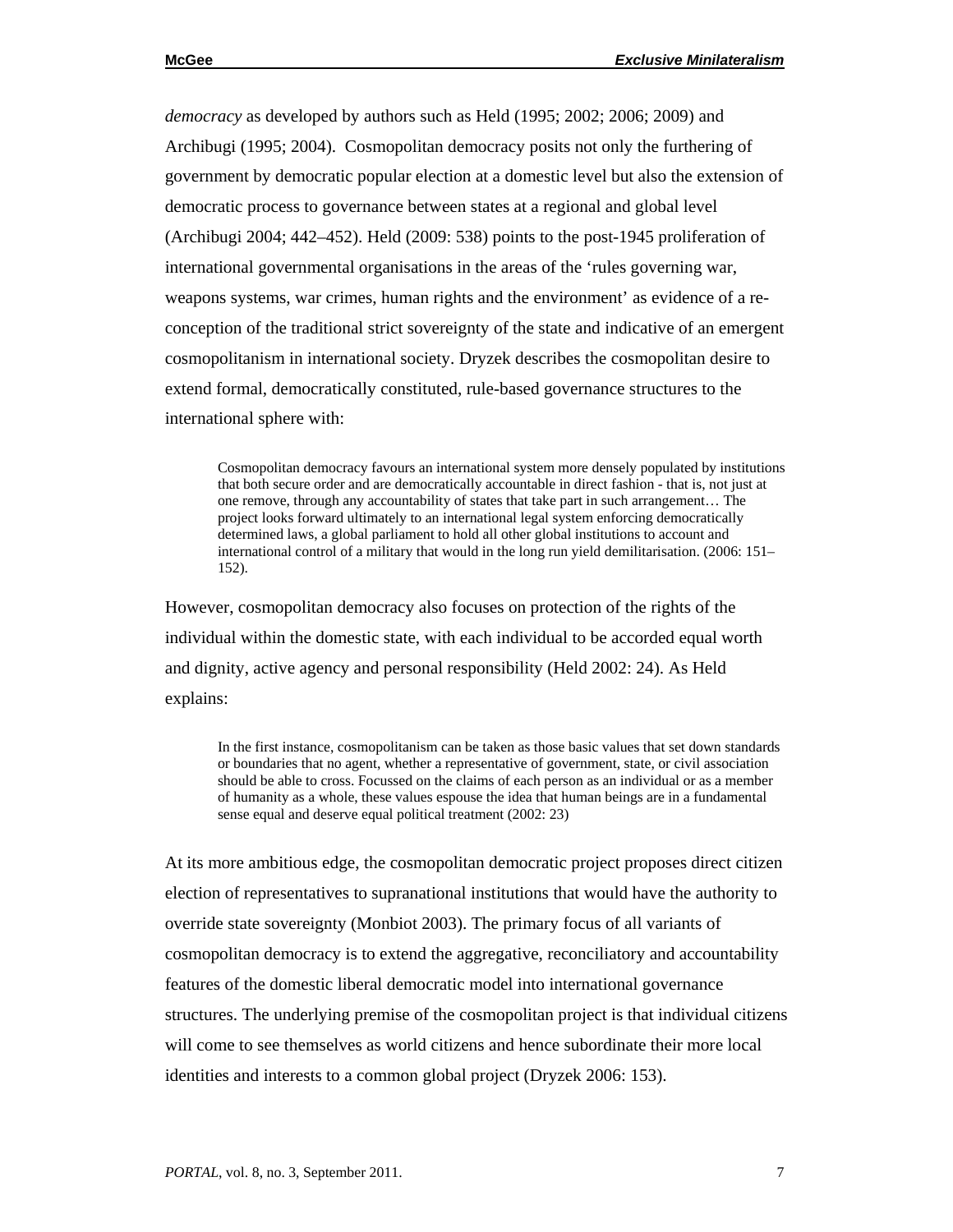*democracy* as developed by authors such as Held (1995; 2002; 2006; 2009) and Archibugi (1995; 2004). Cosmopolitan democracy posits not only the furthering of government by democratic popular election at a domestic level but also the extension of democratic process to governance between states at a regional and global level (Archibugi 2004; 442–452). Held (2009: 538) points to the post-1945 proliferation of international governmental organisations in the areas of the 'rules governing war, weapons systems, war crimes, human rights and the environment' as evidence of a re-conception of the traditional strict sovereignty of the state and indicative of an emergent cosmopolitanism in international society. Dryzek describes the cosmopolitan desire to extend formal, democratically constituted, rule-based governance structures to the international sphere with:

> Cosmopolitan democracy favours an international system more densely populated by institutions that both secure order and are democratically accountable in direct fashion - that is, not just at one remove, through any accountability of states that take part in such arrangement… The project looks forward ultimately to an international legal system enforcing democratically determined laws, a global parliament to hold all other global institutions to account and international control of a military that would in the long run yield demilitarisation. (2006: 151–152).

However, cosmopolitan democracy also focuses on protection of the rights of the individual within the domestic state, with each individual to be accorded equal worth and dignity, active agency and personal responsibility (Held 2002: 24). As Held explains:

> In the first instance, cosmopolitanism can be taken as those basic values that set down standards or boundaries that no agent, whether a representative of government, state, or civil association should be able to cross. Focussed on the claims of each person as an individual or as a member of humanity as a whole, these values espouse the idea that human beings are in a fundamental sense equal and deserve equal political treatment (2002: 23)

At its more ambitious edge, the cosmopolitan democratic project proposes direct citizen election of representatives to supranational institutions that would have the authority to override state sovereignty (Monbiot 2003). The primary focus of all variants of cosmopolitan democracy is to extend the aggregative, reconciliatory and accountability features of the domestic liberal democratic model into international governance structures. The underlying premise of the cosmopolitan project is that individual citizens will come to see themselves as world citizens and hence subordinate their more local identities and interests to a common global project (Dryzek 2006: 153).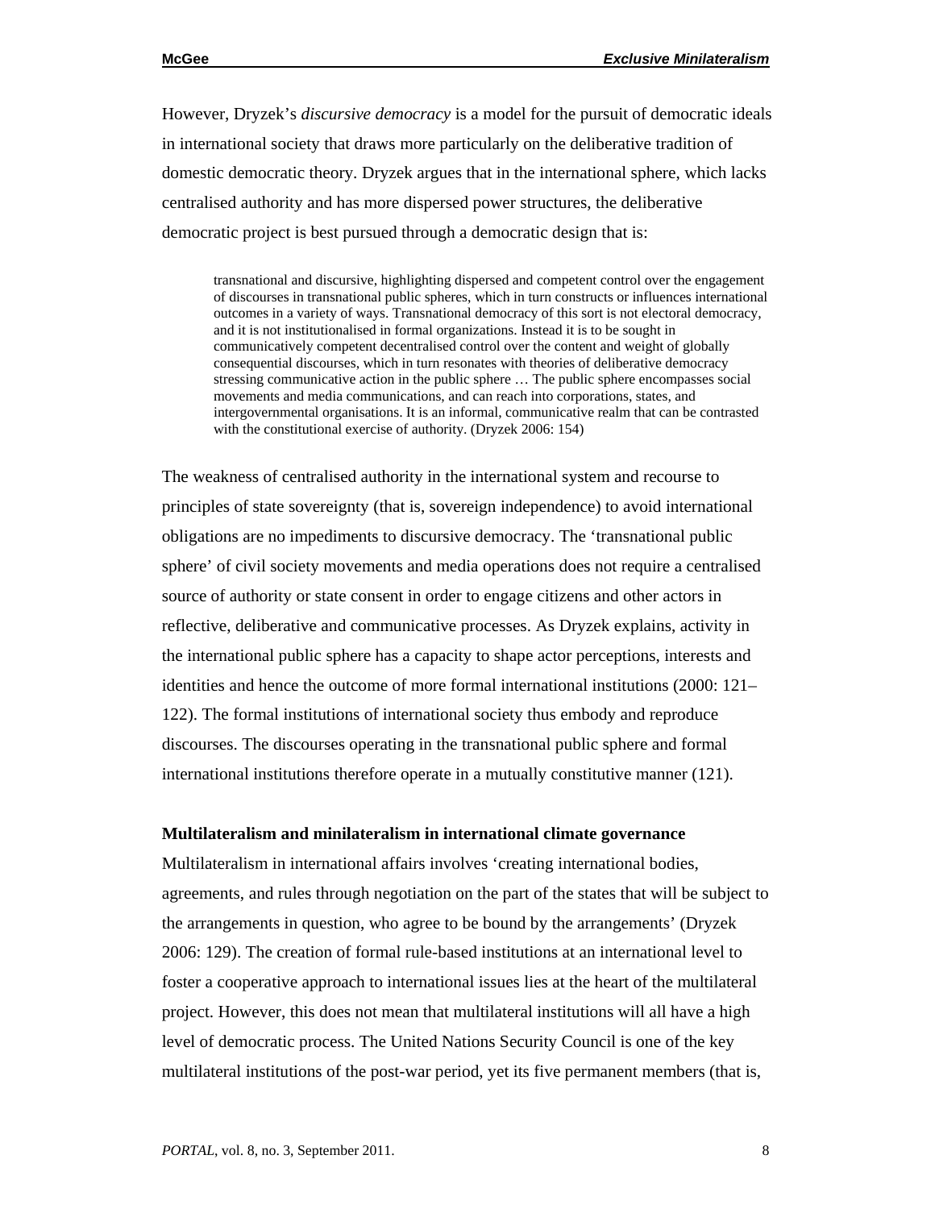However, Dryzek's *discursive democracy* is a model for the pursuit of democratic ideals in international society that draws more particularly on the deliberative tradition of domestic democratic theory. Dryzek argues that in the international sphere, which lacks centralised authority and has more dispersed power structures, the deliberative democratic project is best pursued through a democratic design that is:

> transnational and discursive, highlighting dispersed and competent control over the engagement of discourses in transnational public spheres, which in turn constructs or influences international outcomes in a variety of ways. Transnational democracy of this sort is not electoral democracy, and it is not institutionalised in formal organizations. Instead it is to be sought in communicatively competent decentralised control over the content and weight of globally consequential discourses, which in turn resonates with theories of deliberative democracy stressing communicative action in the public sphere … The public sphere encompasses social movements and media communications, and can reach into corporations, states, and intergovernmental organisations. It is an informal, communicative realm that can be contrasted with the constitutional exercise of authority. (Dryzek 2006: 154)

The weakness of centralised authority in the international system and recourse to principles of state sovereignty (that is, sovereign independence) to avoid international obligations are no impediments to discursive democracy. The 'transnational public sphere' of civil society movements and media operations does not require a centralised source of authority or state consent in order to engage citizens and other actors in reflective, deliberative and communicative processes. As Dryzek explains, activity in the international public sphere has a capacity to shape actor perceptions, interests and identities and hence the outcome of more formal international institutions (2000: 121–122). The formal institutions of international society thus embody and reproduce discourses. The discourses operating in the transnational public sphere and formal international institutions therefore operate in a mutually constitutive manner (121).

**Multilateralism and minilateralism in international climate governance**

Multilateralism in international affairs involves 'creating international bodies, agreements, and rules through negotiation on the part of the states that will be subject to the arrangements in question, who agree to be bound by the arrangements' (Dryzek 2006: 129). The creation of formal rule-based institutions at an international level to foster a cooperative approach to international issues lies at the heart of the multilateral project. However, this does not mean that multilateral institutions will all have a high level of democratic process. The United Nations Security Council is one of the key multilateral institutions of the post-war period, yet its five permanent members (that is,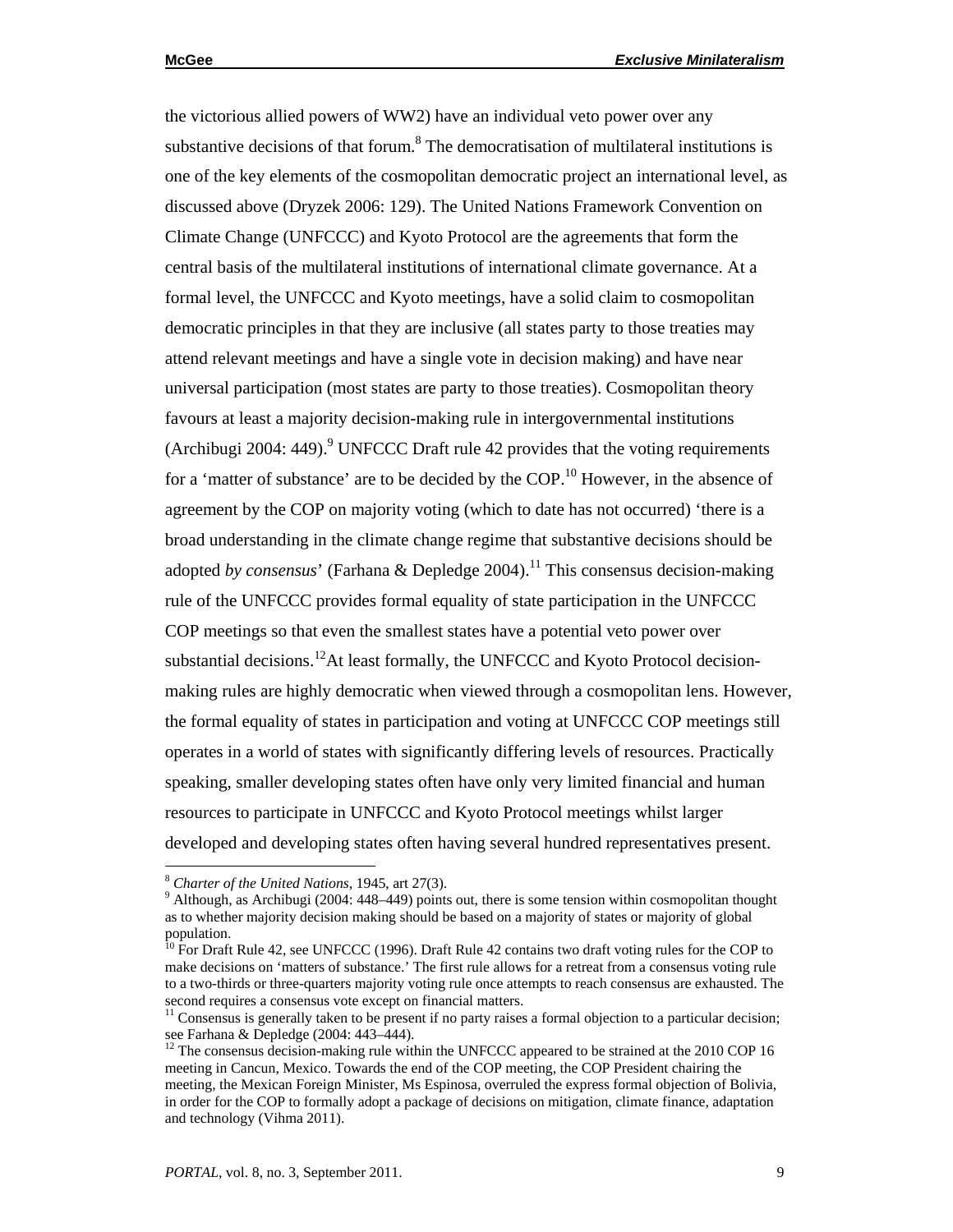the victorious allied powers of WW2) have an individual veto power over any substantive decisions of that forum.[8] The democratisation of multilateral institutions is one of the key elements of the cosmopolitan democratic project an international level, as discussed above (Dryzek 2006: 129). The United Nations Framework Convention on Climate Change (UNFCCC) and Kyoto Protocol are the agreements that form the central basis of the multilateral institutions of international climate governance. At a formal level, the UNFCCC and Kyoto meetings, have a solid claim to cosmopolitan democratic principles in that they are inclusive (all states party to those treaties may attend relevant meetings and have a single vote in decision making) and have near universal participation (most states are party to those treaties). Cosmopolitan theory favours at least a majority decision-making rule in intergovernmental institutions (Archibugi 2004: 449).[9] UNFCCC Draft rule 42 provides that the voting requirements for a 'matter of substance' are to be decided by the COP.[10] However, in the absence of agreement by the COP on majority voting (which to date has not occurred) 'there is a broad understanding in the climate change regime that substantive decisions should be adopted *by consensus*' (Farhana & Depledge 2004).[11] This consensus decision-making rule of the UNFCCC provides formal equality of state participation in the UNFCCC COP meetings so that even the smallest states have a potential veto power over substantial decisions.[12] At least formally, the UNFCCC and Kyoto Protocol decision-making rules are highly democratic when viewed through a cosmopolitan lens. However, the formal equality of states in participation and voting at UNFCCC COP meetings still operates in a world of states with significantly differing levels of resources. Practically speaking, smaller developing states often have only very limited financial and human resources to participate in UNFCCC and Kyoto Protocol meetings whilst larger developed and developing states often having several hundred representatives present.

---

[8] *Charter of the United Nations*, 1945, art 27(3).

[9] Although, as Archibugi (2004: 448–449) points out, there is some tension within cosmopolitan thought as to whether majority decision making should be based on a majority of states or majority of global population.

[10] For Draft Rule 42, see UNFCCC (1996). Draft Rule 42 contains two draft voting rules for the COP to make decisions on 'matters of substance.' The first rule allows for a retreat from a consensus voting rule to a two-thirds or three-quarters majority voting rule once attempts to reach consensus are exhausted. The second requires a consensus vote except on financial matters.

[11] Consensus is generally taken to be present if no party raises a formal objection to a particular decision; see Farhana & Depledge (2004: 443–444).

[12] The consensus decision-making rule within the UNFCCC appeared to be strained at the 2010 COP 16 meeting in Cancun, Mexico. Towards the end of the COP meeting, the COP President chairing the meeting, the Mexican Foreign Minister, Ms Espinosa, overruled the express formal objection of Bolivia, in order for the COP to formally adopt a package of decisions on mitigation, climate finance, adaptation and technology (Vihma 2011).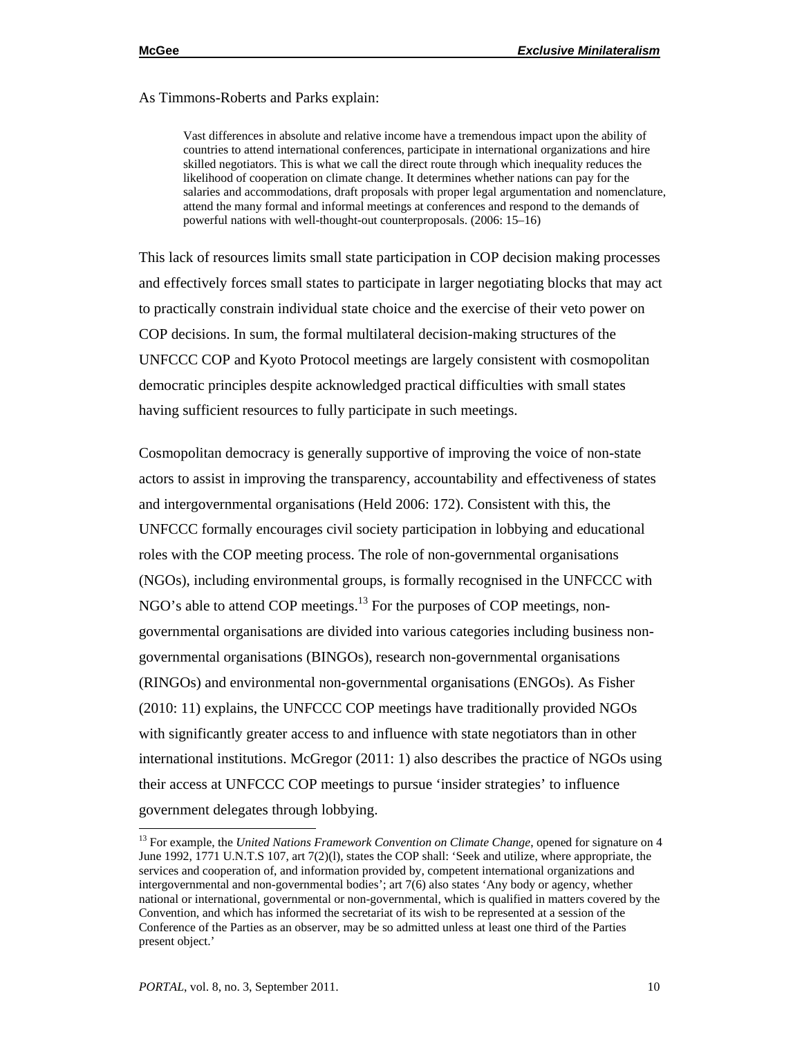As Timmons-Roberts and Parks explain:

> Vast differences in absolute and relative income have a tremendous impact upon the ability of countries to attend international conferences, participate in international organizations and hire skilled negotiators. This is what we call the direct route through which inequality reduces the likelihood of cooperation on climate change. It determines whether nations can pay for the salaries and accommodations, draft proposals with proper legal argumentation and nomenclature, attend the many formal and informal meetings at conferences and respond to the demands of powerful nations with well-thought-out counterproposals. (2006: 15–16)

This lack of resources limits small state participation in COP decision making processes and effectively forces small states to participate in larger negotiating blocks that may act to practically constrain individual state choice and the exercise of their veto power on COP decisions. In sum, the formal multilateral decision-making structures of the UNFCCC COP and Kyoto Protocol meetings are largely consistent with cosmopolitan democratic principles despite acknowledged practical difficulties with small states having sufficient resources to fully participate in such meetings.

Cosmopolitan democracy is generally supportive of improving the voice of non-state actors to assist in improving the transparency, accountability and effectiveness of states and intergovernmental organisations (Held 2006: 172). Consistent with this, the UNFCCC formally encourages civil society participation in lobbying and educational roles with the COP meeting process. The role of non-governmental organisations (NGOs), including environmental groups, is formally recognised in the UNFCCC with NGO's able to attend COP meetings.[13] For the purposes of COP meetings, non-governmental organisations are divided into various categories including business non-governmental organisations (BINGOs), research non-governmental organisations (RINGOs) and environmental non-governmental organisations (ENGOs). As Fisher (2010: 11) explains, the UNFCCC COP meetings have traditionally provided NGOs with significantly greater access to and influence with state negotiators than in other international institutions. McGregor (2011: 1) also describes the practice of NGOs using their access at UNFCCC COP meetings to pursue 'insider strategies' to influence government delegates through lobbying.

[13] For example, the *United Nations Framework Convention on Climate Change*, opened for signature on 4 June 1992, 1771 U.N.T.S 107, art 7(2)(l), states the COP shall: 'Seek and utilize, where appropriate, the services and cooperation of, and information provided by, competent international organizations and intergovernmental and non-governmental bodies'; art 7(6) also states 'Any body or agency, whether national or international, governmental or non-governmental, which is qualified in matters covered by the Convention, and which has informed the secretariat of its wish to be represented at a session of the Conference of the Parties as an observer, may be so admitted unless at least one third of the Parties present object.'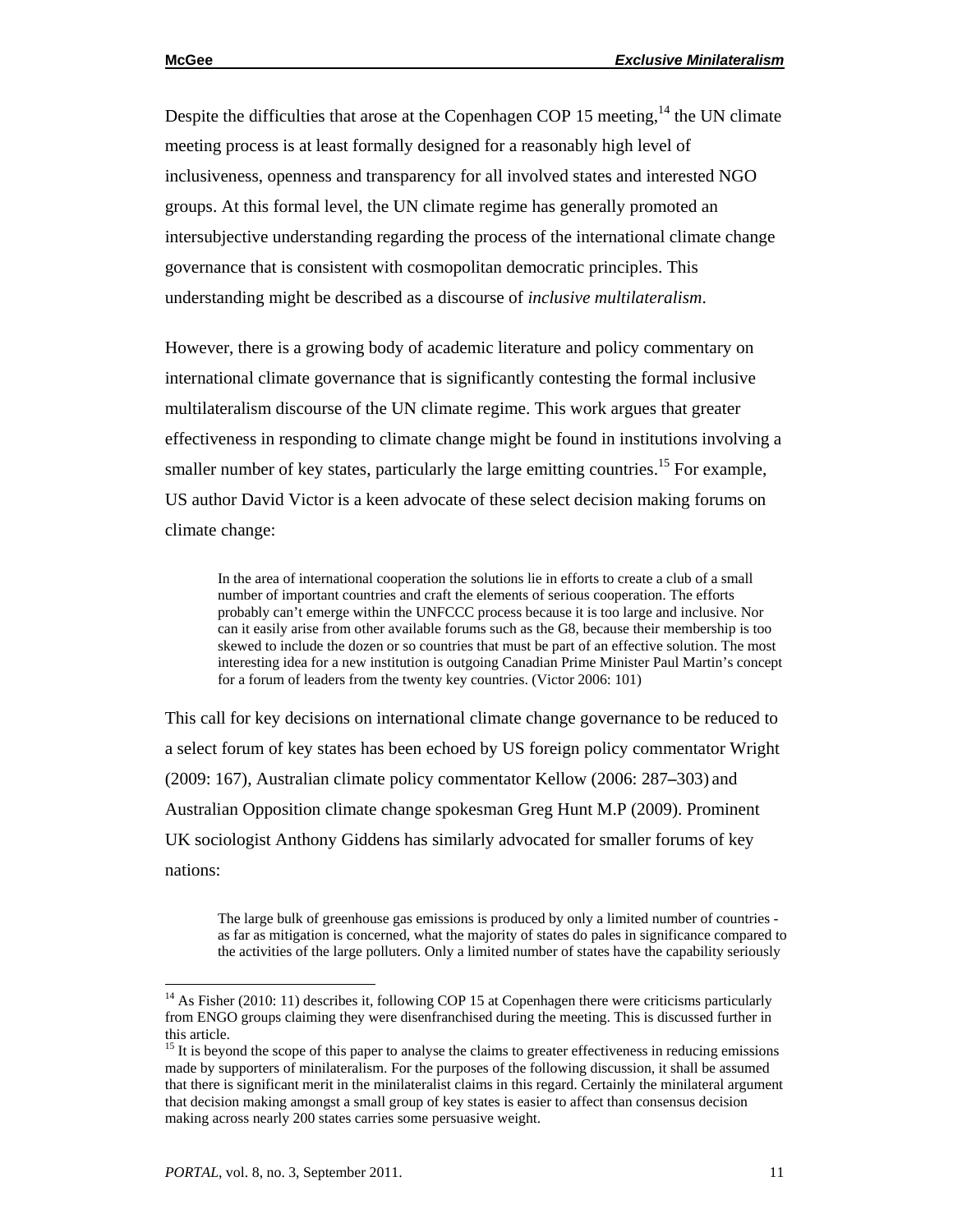Despite the difficulties that arose at the Copenhagen COP 15 meeting,[14] the UN climate meeting process is at least formally designed for a reasonably high level of inclusiveness, openness and transparency for all involved states and interested NGO groups. At this formal level, the UN climate regime has generally promoted an intersubjective understanding regarding the process of the international climate change governance that is consistent with cosmopolitan democratic principles. This understanding might be described as a discourse of *inclusive multilateralism*.

However, there is a growing body of academic literature and policy commentary on international climate governance that is significantly contesting the formal inclusive multilateralism discourse of the UN climate regime. This work argues that greater effectiveness in responding to climate change might be found in institutions involving a smaller number of key states, particularly the large emitting countries.[15] For example, US author David Victor is a keen advocate of these select decision making forums on climate change:

> In the area of international cooperation the solutions lie in efforts to create a club of a small number of important countries and craft the elements of serious cooperation. The efforts probably can't emerge within the UNFCCC process because it is too large and inclusive. Nor can it easily arise from other available forums such as the G8, because their membership is too skewed to include the dozen or so countries that must be part of an effective solution. The most interesting idea for a new institution is outgoing Canadian Prime Minister Paul Martin's concept for a forum of leaders from the twenty key countries. (Victor 2006: 101)

This call for key decisions on international climate change governance to be reduced to a select forum of key states has been echoed by US foreign policy commentator Wright (2009: 167), Australian climate policy commentator Kellow (2006: 287–303) and Australian Opposition climate change spokesman Greg Hunt M.P (2009). Prominent UK sociologist Anthony Giddens has similarly advocated for smaller forums of key nations:

> The large bulk of greenhouse gas emissions is produced by only a limited number of countries - as far as mitigation is concerned, what the majority of states do pales in significance compared to the activities of the large polluters. Only a limited number of states have the capability seriously

---

[14] As Fisher (2010: 11) describes it, following COP 15 at Copenhagen there were criticisms particularly from ENGO groups claiming they were disenfranchised during the meeting. This is discussed further in this article.

[15] It is beyond the scope of this paper to analyse the claims to greater effectiveness in reducing emissions made by supporters of minilateralism. For the purposes of the following discussion, it shall be assumed that there is significant merit in the minilateralist claims in this regard. Certainly the minilateral argument that decision making amongst a small group of key states is easier to affect than consensus decision making across nearly 200 states carries some persuasive weight.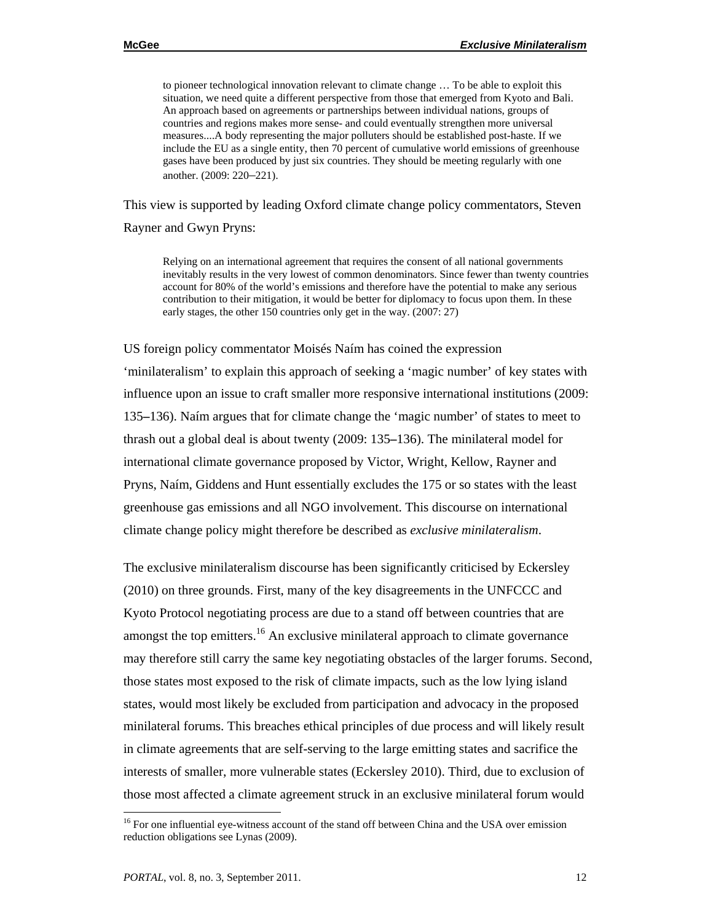> to pioneer technological innovation relevant to climate change … To be able to exploit this situation, we need quite a different perspective from those that emerged from Kyoto and Bali. An approach based on agreements or partnerships between individual nations, groups of countries and regions makes more sense- and could eventually strengthen more universal measures....A body representing the major polluters should be established post-haste. If we include the EU as a single entity, then 70 percent of cumulative world emissions of greenhouse gases have been produced by just six countries. They should be meeting regularly with one another. (2009: 220–221).

This view is supported by leading Oxford climate change policy commentators, Steven Rayner and Gwyn Pryns:

> Relying on an international agreement that requires the consent of all national governments inevitably results in the very lowest of common denominators. Since fewer than twenty countries account for 80% of the world's emissions and therefore have the potential to make any serious contribution to their mitigation, it would be better for diplomacy to focus upon them. In these early stages, the other 150 countries only get in the way. (2007: 27)

US foreign policy commentator Moisés Naím has coined the expression 'minilateralism' to explain this approach of seeking a 'magic number' of key states with influence upon an issue to craft smaller more responsive international institutions (2009: 135–136). Naím argues that for climate change the 'magic number' of states to meet to thrash out a global deal is about twenty (2009: 135–136). The minilateral model for international climate governance proposed by Victor, Wright, Kellow, Rayner and Pryns, Naím, Giddens and Hunt essentially excludes the 175 or so states with the least greenhouse gas emissions and all NGO involvement. This discourse on international climate change policy might therefore be described as *exclusive minilateralism*.

The exclusive minilateralism discourse has been significantly criticised by Eckersley (2010) on three grounds. First, many of the key disagreements in the UNFCCC and Kyoto Protocol negotiating process are due to a stand off between countries that are amongst the top emitters.[16] An exclusive minilateral approach to climate governance may therefore still carry the same key negotiating obstacles of the larger forums. Second, those states most exposed to the risk of climate impacts, such as the low lying island states, would most likely be excluded from participation and advocacy in the proposed minilateral forums. This breaches ethical principles of due process and will likely result in climate agreements that are self-serving to the large emitting states and sacrifice the interests of smaller, more vulnerable states (Eckersley 2010). Third, due to exclusion of those most affected a climate agreement struck in an exclusive minilateral forum would

[16] For one influential eye-witness account of the stand off between China and the USA over emission reduction obligations see Lynas (2009).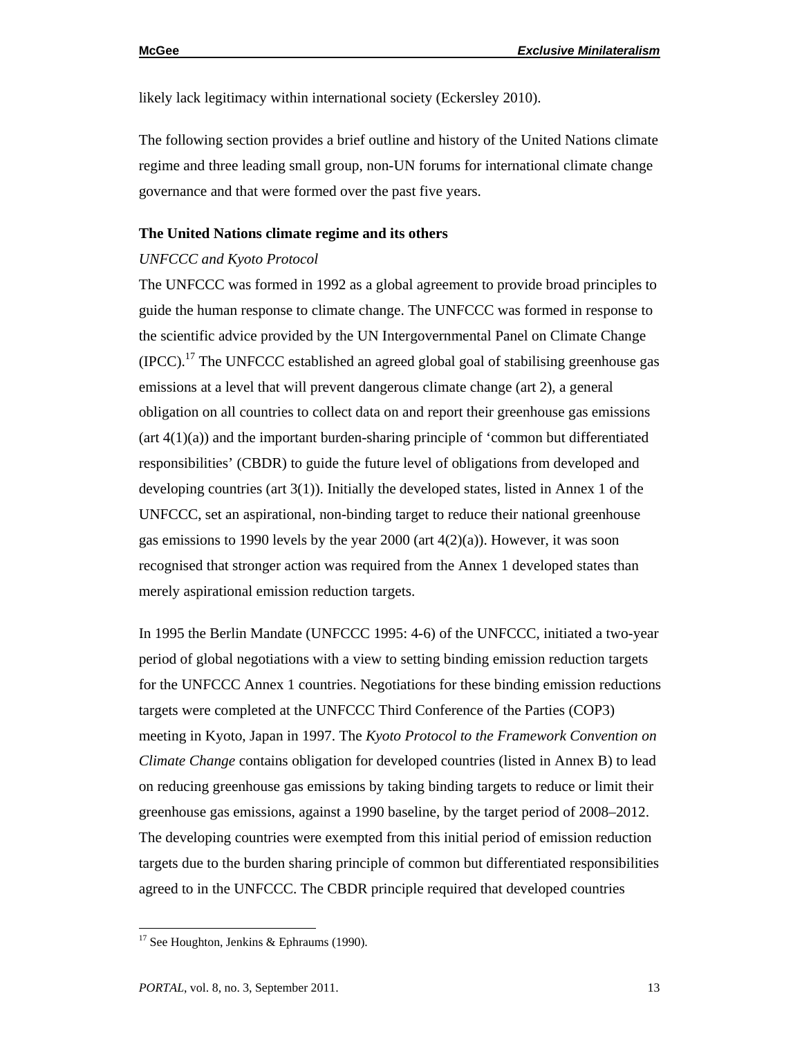likely lack legitimacy within international society (Eckersley 2010).

The following section provides a brief outline and history of the United Nations climate regime and three leading small group, non-UN forums for international climate change governance and that were formed over the past five years.

**The United Nations climate regime and its others**

*UNFCCC and Kyoto Protocol*

The UNFCCC was formed in 1992 as a global agreement to provide broad principles to guide the human response to climate change. The UNFCCC was formed in response to the scientific advice provided by the UN Intergovernmental Panel on Climate Change (IPCC).[17] The UNFCCC established an agreed global goal of stabilising greenhouse gas emissions at a level that will prevent dangerous climate change (art 2), a general obligation on all countries to collect data on and report their greenhouse gas emissions (art 4(1)(a)) and the important burden-sharing principle of 'common but differentiated responsibilities' (CBDR) to guide the future level of obligations from developed and developing countries (art 3(1)). Initially the developed states, listed in Annex 1 of the UNFCCC, set an aspirational, non-binding target to reduce their national greenhouse gas emissions to 1990 levels by the year 2000 (art 4(2)(a)). However, it was soon recognised that stronger action was required from the Annex 1 developed states than merely aspirational emission reduction targets.

In 1995 the Berlin Mandate (UNFCCC 1995: 4-6) of the UNFCCC, initiated a two-year period of global negotiations with a view to setting binding emission reduction targets for the UNFCCC Annex 1 countries. Negotiations for these binding emission reductions targets were completed at the UNFCCC Third Conference of the Parties (COP3) meeting in Kyoto, Japan in 1997. The *Kyoto Protocol to the Framework Convention on Climate Change* contains obligation for developed countries (listed in Annex B) to lead on reducing greenhouse gas emissions by taking binding targets to reduce or limit their greenhouse gas emissions, against a 1990 baseline, by the target period of 2008–2012. The developing countries were exempted from this initial period of emission reduction targets due to the burden sharing principle of common but differentiated responsibilities agreed to in the UNFCCC. The CBDR principle required that developed countries

[17] See Houghton, Jenkins & Ephraums (1990).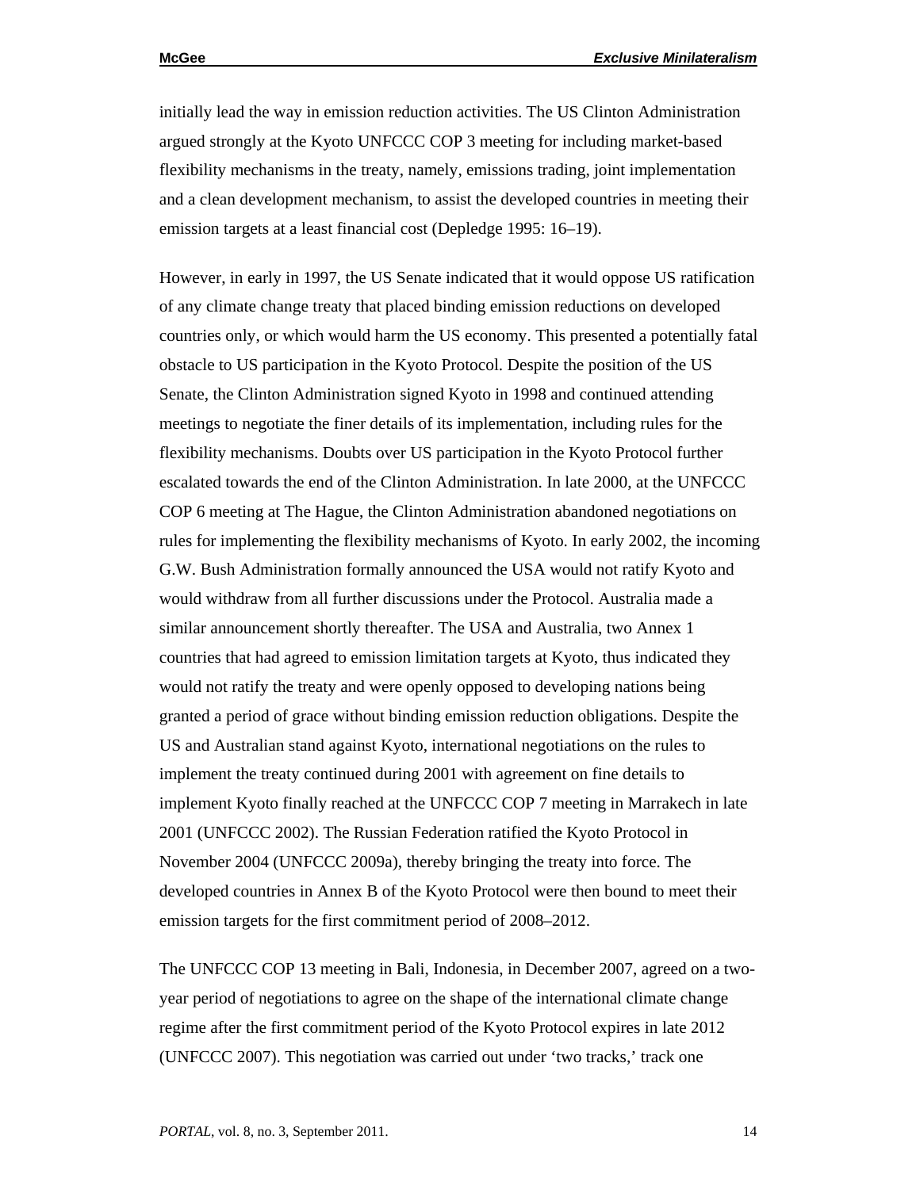initially lead the way in emission reduction activities. The US Clinton Administration argued strongly at the Kyoto UNFCCC COP 3 meeting for including market-based flexibility mechanisms in the treaty, namely, emissions trading, joint implementation and a clean development mechanism, to assist the developed countries in meeting their emission targets at a least financial cost (Depledge 1995: 16–19).

However, in early in 1997, the US Senate indicated that it would oppose US ratification of any climate change treaty that placed binding emission reductions on developed countries only, or which would harm the US economy. This presented a potentially fatal obstacle to US participation in the Kyoto Protocol. Despite the position of the US Senate, the Clinton Administration signed Kyoto in 1998 and continued attending meetings to negotiate the finer details of its implementation, including rules for the flexibility mechanisms. Doubts over US participation in the Kyoto Protocol further escalated towards the end of the Clinton Administration. In late 2000, at the UNFCCC COP 6 meeting at The Hague, the Clinton Administration abandoned negotiations on rules for implementing the flexibility mechanisms of Kyoto. In early 2002, the incoming G.W. Bush Administration formally announced the USA would not ratify Kyoto and would withdraw from all further discussions under the Protocol. Australia made a similar announcement shortly thereafter. The USA and Australia, two Annex 1 countries that had agreed to emission limitation targets at Kyoto, thus indicated they would not ratify the treaty and were openly opposed to developing nations being granted a period of grace without binding emission reduction obligations. Despite the US and Australian stand against Kyoto, international negotiations on the rules to implement the treaty continued during 2001 with agreement on fine details to implement Kyoto finally reached at the UNFCCC COP 7 meeting in Marrakech in late 2001 (UNFCCC 2002). The Russian Federation ratified the Kyoto Protocol in November 2004 (UNFCCC 2009a), thereby bringing the treaty into force. The developed countries in Annex B of the Kyoto Protocol were then bound to meet their emission targets for the first commitment period of 2008–2012.

The UNFCCC COP 13 meeting in Bali, Indonesia, in December 2007, agreed on a two-year period of negotiations to agree on the shape of the international climate change regime after the first commitment period of the Kyoto Protocol expires in late 2012 (UNFCCC 2007). This negotiation was carried out under 'two tracks,' track one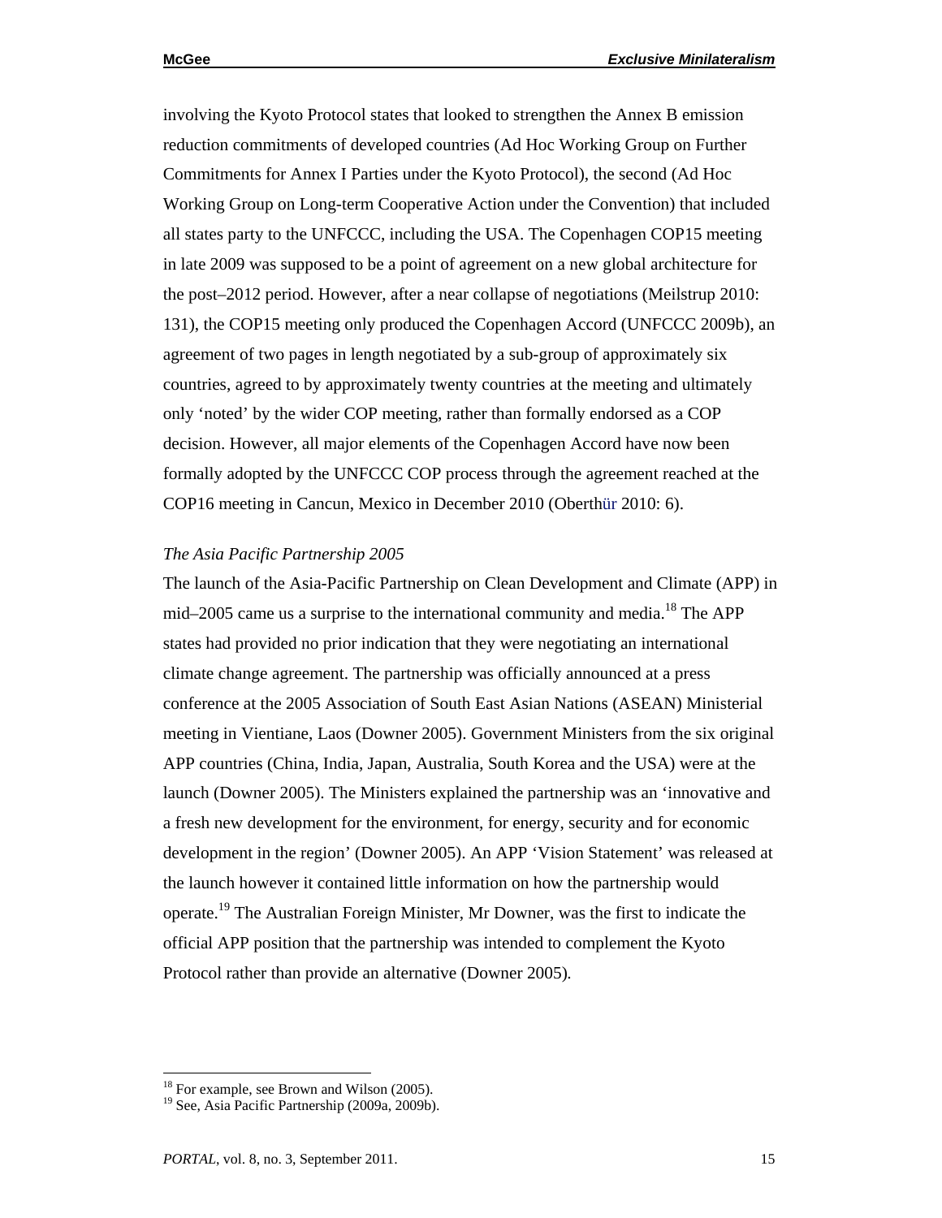involving the Kyoto Protocol states that looked to strengthen the Annex B emission reduction commitments of developed countries (Ad Hoc Working Group on Further Commitments for Annex I Parties under the Kyoto Protocol), the second (Ad Hoc Working Group on Long-term Cooperative Action under the Convention) that included all states party to the UNFCCC, including the USA. The Copenhagen COP15 meeting in late 2009 was supposed to be a point of agreement on a new global architecture for the post–2012 period. However, after a near collapse of negotiations (Meilstrup 2010: 131), the COP15 meeting only produced the Copenhagen Accord (UNFCCC 2009b), an agreement of two pages in length negotiated by a sub-group of approximately six countries, agreed to by approximately twenty countries at the meeting and ultimately only 'noted' by the wider COP meeting, rather than formally endorsed as a COP decision. However, all major elements of the Copenhagen Accord have now been formally adopted by the UNFCCC COP process through the agreement reached at the COP16 meeting in Cancun, Mexico in December 2010 (Oberthür 2010: 6).

*The Asia Pacific Partnership 2005*

The launch of the Asia-Pacific Partnership on Clean Development and Climate (APP) in mid–2005 came us a surprise to the international community and media.[18] The APP states had provided no prior indication that they were negotiating an international climate change agreement. The partnership was officially announced at a press conference at the 2005 Association of South East Asian Nations (ASEAN) Ministerial meeting in Vientiane, Laos (Downer 2005). Government Ministers from the six original APP countries (China, India, Japan, Australia, South Korea and the USA) were at the launch (Downer 2005). The Ministers explained the partnership was an 'innovative and a fresh new development for the environment, for energy, security and for economic development in the region' (Downer 2005). An APP 'Vision Statement' was released at the launch however it contained little information on how the partnership would operate.[19] The Australian Foreign Minister, Mr Downer, was the first to indicate the official APP position that the partnership was intended to complement the Kyoto Protocol rather than provide an alternative (Downer 2005).

[18] For example, see Brown and Wilson (2005).

[19] See, Asia Pacific Partnership (2009a, 2009b).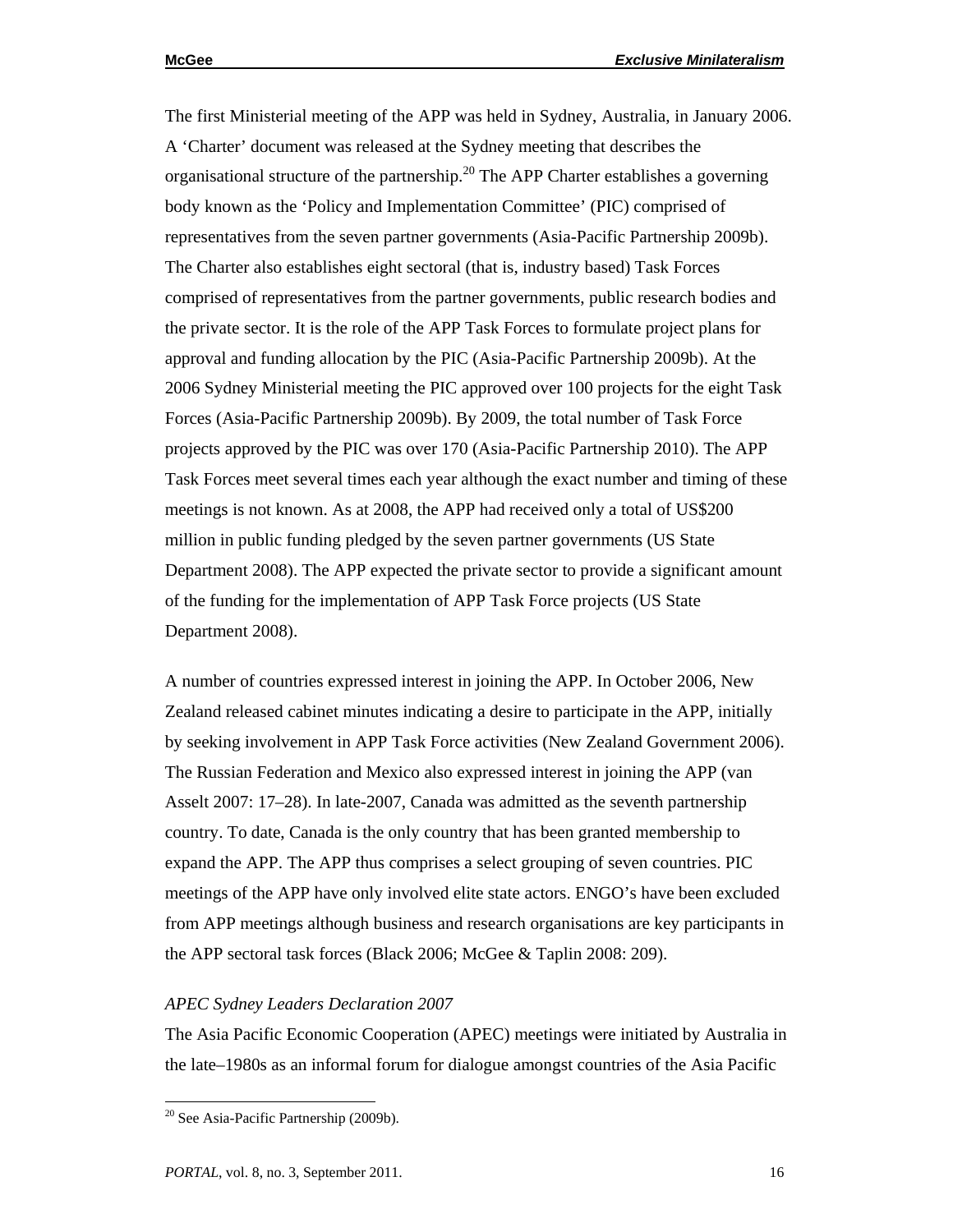The first Ministerial meeting of the APP was held in Sydney, Australia, in January 2006. A 'Charter' document was released at the Sydney meeting that describes the organisational structure of the partnership.[20] The APP Charter establishes a governing body known as the 'Policy and Implementation Committee' (PIC) comprised of representatives from the seven partner governments (Asia-Pacific Partnership 2009b). The Charter also establishes eight sectoral (that is, industry based) Task Forces comprised of representatives from the partner governments, public research bodies and the private sector. It is the role of the APP Task Forces to formulate project plans for approval and funding allocation by the PIC (Asia-Pacific Partnership 2009b). At the 2006 Sydney Ministerial meeting the PIC approved over 100 projects for the eight Task Forces (Asia-Pacific Partnership 2009b). By 2009, the total number of Task Force projects approved by the PIC was over 170 (Asia-Pacific Partnership 2010). The APP Task Forces meet several times each year although the exact number and timing of these meetings is not known. As at 2008, the APP had received only a total of US$200 million in public funding pledged by the seven partner governments (US State Department 2008). The APP expected the private sector to provide a significant amount of the funding for the implementation of APP Task Force projects (US State Department 2008).

A number of countries expressed interest in joining the APP. In October 2006, New Zealand released cabinet minutes indicating a desire to participate in the APP, initially by seeking involvement in APP Task Force activities (New Zealand Government 2006). The Russian Federation and Mexico also expressed interest in joining the APP (van Asselt 2007: 17–28). In late-2007, Canada was admitted as the seventh partnership country. To date, Canada is the only country that has been granted membership to expand the APP. The APP thus comprises a select grouping of seven countries. PIC meetings of the APP have only involved elite state actors. ENGO's have been excluded from APP meetings although business and research organisations are key participants in the APP sectoral task forces (Black 2006; McGee & Taplin 2008: 209).

*APEC Sydney Leaders Declaration 2007*

The Asia Pacific Economic Cooperation (APEC) meetings were initiated by Australia in the late–1980s as an informal forum for dialogue amongst countries of the Asia Pacific

[20] See Asia-Pacific Partnership (2009b).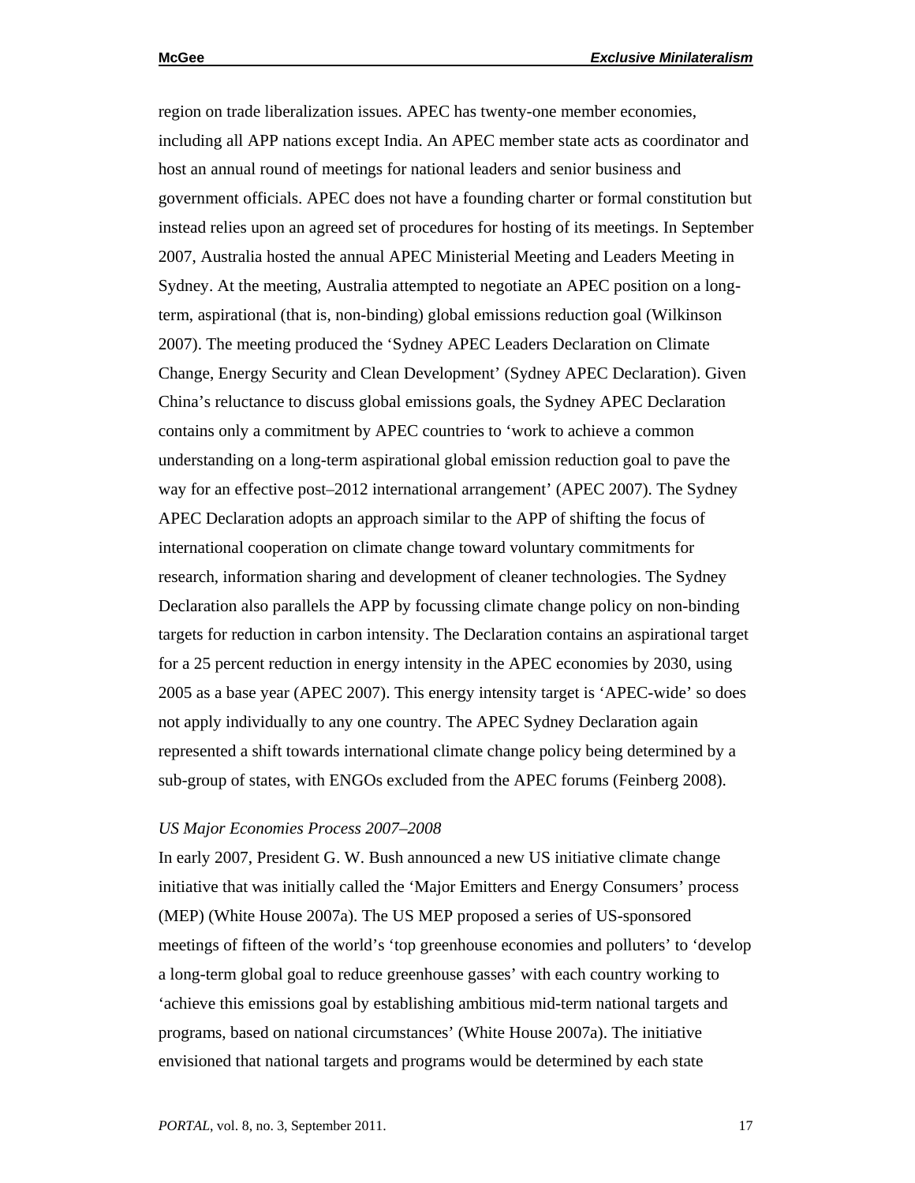region on trade liberalization issues. APEC has twenty-one member economies, including all APP nations except India. An APEC member state acts as coordinator and host an annual round of meetings for national leaders and senior business and government officials. APEC does not have a founding charter or formal constitution but instead relies upon an agreed set of procedures for hosting of its meetings. In September 2007, Australia hosted the annual APEC Ministerial Meeting and Leaders Meeting in Sydney. At the meeting, Australia attempted to negotiate an APEC position on a long-term, aspirational (that is, non-binding) global emissions reduction goal (Wilkinson 2007). The meeting produced the 'Sydney APEC Leaders Declaration on Climate Change, Energy Security and Clean Development' (Sydney APEC Declaration). Given China's reluctance to discuss global emissions goals, the Sydney APEC Declaration contains only a commitment by APEC countries to 'work to achieve a common understanding on a long-term aspirational global emission reduction goal to pave the way for an effective post–2012 international arrangement' (APEC 2007). The Sydney APEC Declaration adopts an approach similar to the APP of shifting the focus of international cooperation on climate change toward voluntary commitments for research, information sharing and development of cleaner technologies. The Sydney Declaration also parallels the APP by focussing climate change policy on non-binding targets for reduction in carbon intensity. The Declaration contains an aspirational target for a 25 percent reduction in energy intensity in the APEC economies by 2030, using 2005 as a base year (APEC 2007). This energy intensity target is 'APEC-wide' so does not apply individually to any one country. The APEC Sydney Declaration again represented a shift towards international climate change policy being determined by a sub-group of states, with ENGOs excluded from the APEC forums (Feinberg 2008).

*US Major Economies Process 2007–2008*

In early 2007, President G. W. Bush announced a new US initiative climate change initiative that was initially called the 'Major Emitters and Energy Consumers' process (MEP) (White House 2007a). The US MEP proposed a series of US-sponsored meetings of fifteen of the world's 'top greenhouse economies and polluters' to 'develop a long-term global goal to reduce greenhouse gasses' with each country working to 'achieve this emissions goal by establishing ambitious mid-term national targets and programs, based on national circumstances' (White House 2007a). The initiative envisioned that national targets and programs would be determined by each state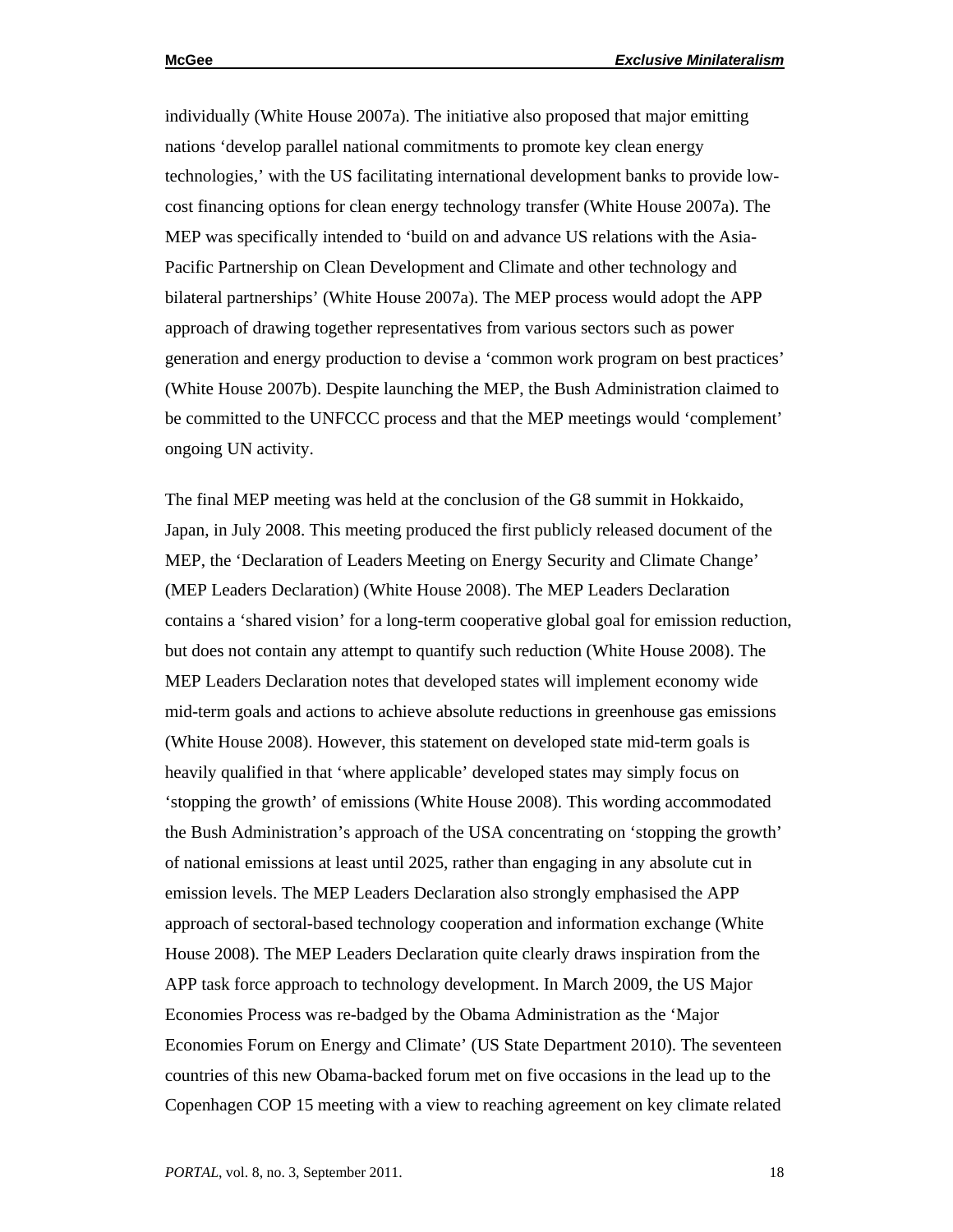individually (White House 2007a). The initiative also proposed that major emitting nations 'develop parallel national commitments to promote key clean energy technologies,' with the US facilitating international development banks to provide low-cost financing options for clean energy technology transfer (White House 2007a). The MEP was specifically intended to 'build on and advance US relations with the Asia-Pacific Partnership on Clean Development and Climate and other technology and bilateral partnerships' (White House 2007a). The MEP process would adopt the APP approach of drawing together representatives from various sectors such as power generation and energy production to devise a 'common work program on best practices' (White House 2007b). Despite launching the MEP, the Bush Administration claimed to be committed to the UNFCCC process and that the MEP meetings would 'complement' ongoing UN activity.

The final MEP meeting was held at the conclusion of the G8 summit in Hokkaido, Japan, in July 2008. This meeting produced the first publicly released document of the MEP, the 'Declaration of Leaders Meeting on Energy Security and Climate Change' (MEP Leaders Declaration) (White House 2008). The MEP Leaders Declaration contains a 'shared vision' for a long-term cooperative global goal for emission reduction, but does not contain any attempt to quantify such reduction (White House 2008). The MEP Leaders Declaration notes that developed states will implement economy wide mid-term goals and actions to achieve absolute reductions in greenhouse gas emissions (White House 2008). However, this statement on developed state mid-term goals is heavily qualified in that 'where applicable' developed states may simply focus on 'stopping the growth' of emissions (White House 2008). This wording accommodated the Bush Administration's approach of the USA concentrating on 'stopping the growth' of national emissions at least until 2025, rather than engaging in any absolute cut in emission levels. The MEP Leaders Declaration also strongly emphasised the APP approach of sectoral-based technology cooperation and information exchange (White House 2008). The MEP Leaders Declaration quite clearly draws inspiration from the APP task force approach to technology development. In March 2009, the US Major Economies Process was re-badged by the Obama Administration as the 'Major Economies Forum on Energy and Climate' (US State Department 2010). The seventeen countries of this new Obama-backed forum met on five occasions in the lead up to the Copenhagen COP 15 meeting with a view to reaching agreement on key climate related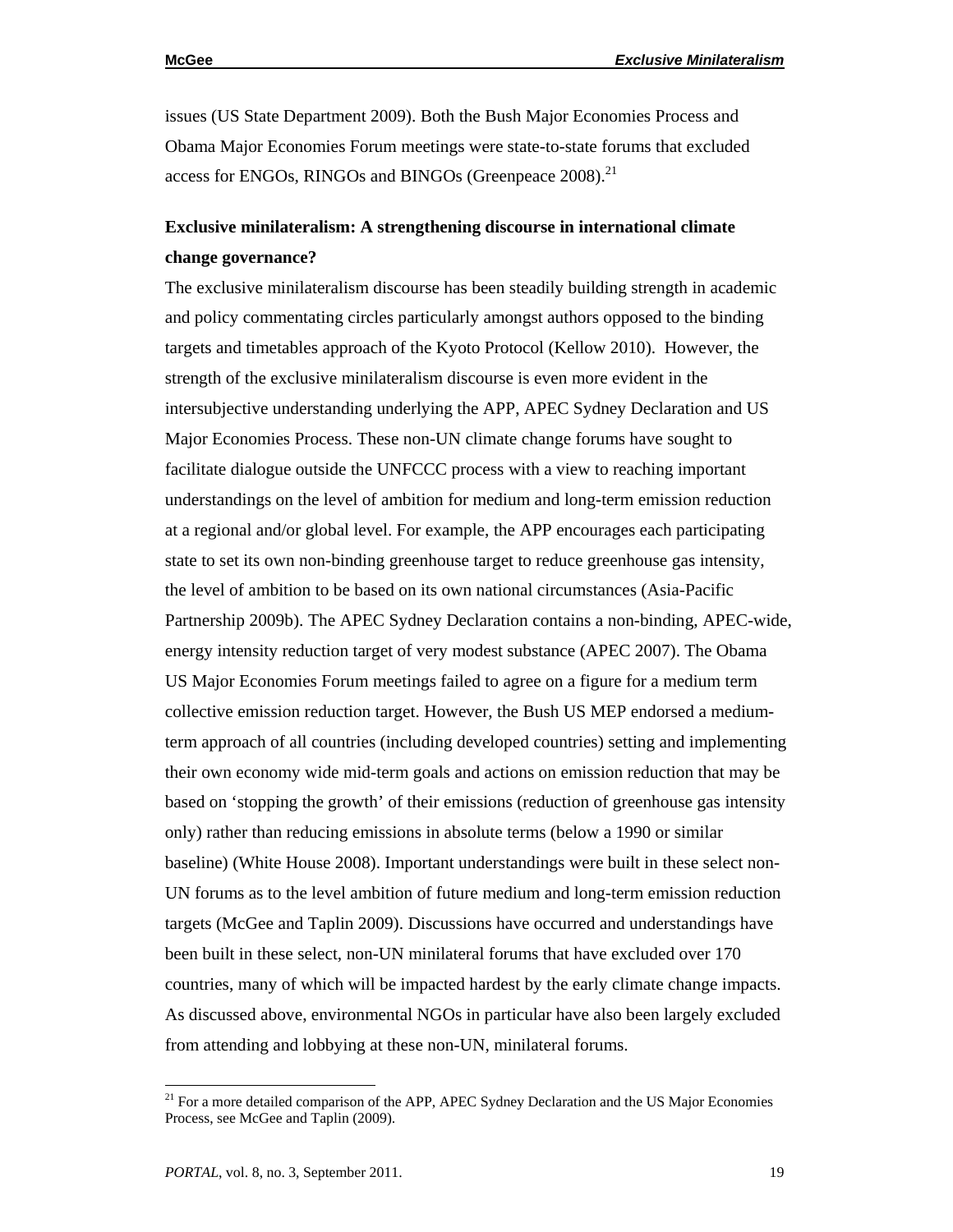issues (US State Department 2009). Both the Bush Major Economies Process and Obama Major Economies Forum meetings were state-to-state forums that excluded access for ENGOs, RINGOs and BINGOs (Greenpeace 2008).[21]

## Exclusive minilateralism: A strengthening discourse in international climate change governance?

The exclusive minilateralism discourse has been steadily building strength in academic and policy commentating circles particularly amongst authors opposed to the binding targets and timetables approach of the Kyoto Protocol (Kellow 2010). However, the strength of the exclusive minilateralism discourse is even more evident in the intersubjective understanding underlying the APP, APEC Sydney Declaration and US Major Economies Process. These non-UN climate change forums have sought to facilitate dialogue outside the UNFCCC process with a view to reaching important understandings on the level of ambition for medium and long-term emission reduction at a regional and/or global level. For example, the APP encourages each participating state to set its own non-binding greenhouse target to reduce greenhouse gas intensity, the level of ambition to be based on its own national circumstances (Asia-Pacific Partnership 2009b). The APEC Sydney Declaration contains a non-binding, APEC-wide, energy intensity reduction target of very modest substance (APEC 2007). The Obama US Major Economies Forum meetings failed to agree on a figure for a medium term collective emission reduction target. However, the Bush US MEP endorsed a medium-term approach of all countries (including developed countries) setting and implementing their own economy wide mid-term goals and actions on emission reduction that may be based on 'stopping the growth' of their emissions (reduction of greenhouse gas intensity only) rather than reducing emissions in absolute terms (below a 1990 or similar baseline) (White House 2008). Important understandings were built in these select non-UN forums as to the level ambition of future medium and long-term emission reduction targets (McGee and Taplin 2009). Discussions have occurred and understandings have been built in these select, non-UN minilateral forums that have excluded over 170 countries, many of which will be impacted hardest by the early climate change impacts. As discussed above, environmental NGOs in particular have also been largely excluded from attending and lobbying at these non-UN, minilateral forums.

[21] For a more detailed comparison of the APP, APEC Sydney Declaration and the US Major Economies Process, see McGee and Taplin (2009).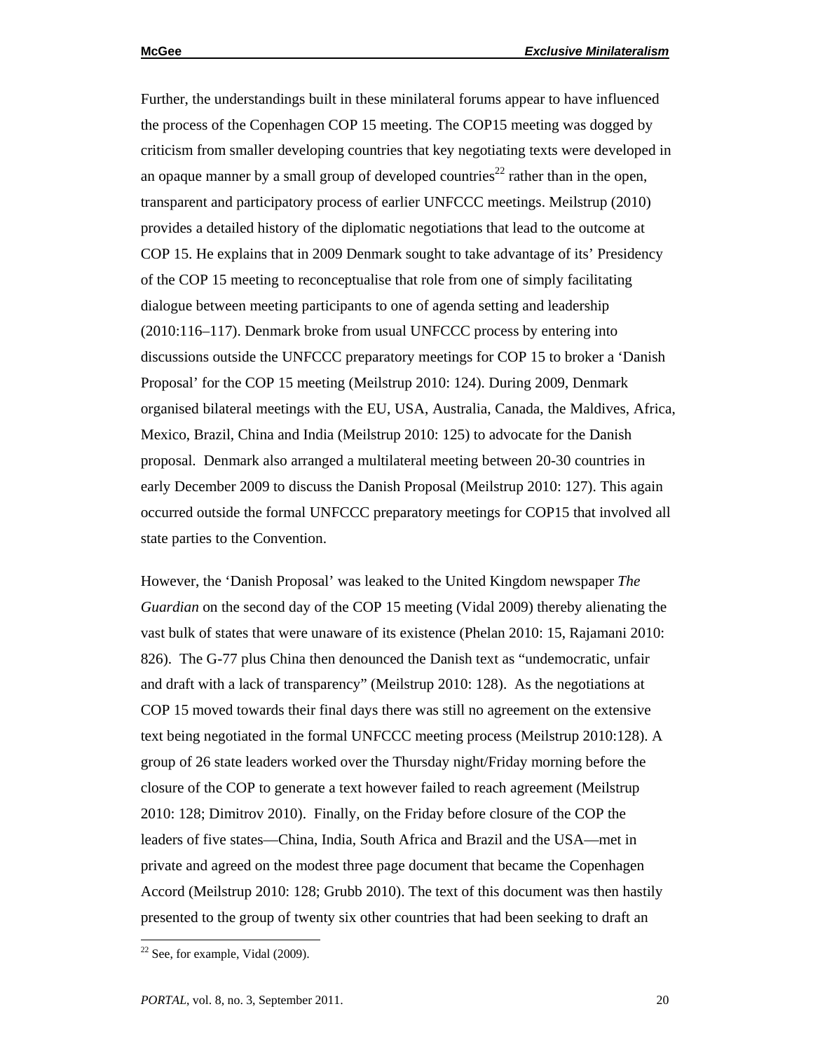Further, the understandings built in these minilateral forums appear to have influenced the process of the Copenhagen COP 15 meeting. The COP15 meeting was dogged by criticism from smaller developing countries that key negotiating texts were developed in an opaque manner by a small group of developed countries[22] rather than in the open, transparent and participatory process of earlier UNFCCC meetings. Meilstrup (2010) provides a detailed history of the diplomatic negotiations that lead to the outcome at COP 15. He explains that in 2009 Denmark sought to take advantage of its' Presidency of the COP 15 meeting to reconceptualise that role from one of simply facilitating dialogue between meeting participants to one of agenda setting and leadership (2010:116–117). Denmark broke from usual UNFCCC process by entering into discussions outside the UNFCCC preparatory meetings for COP 15 to broker a 'Danish Proposal' for the COP 15 meeting (Meilstrup 2010: 124). During 2009, Denmark organised bilateral meetings with the EU, USA, Australia, Canada, the Maldives, Africa, Mexico, Brazil, China and India (Meilstrup 2010: 125) to advocate for the Danish proposal. Denmark also arranged a multilateral meeting between 20-30 countries in early December 2009 to discuss the Danish Proposal (Meilstrup 2010: 127). This again occurred outside the formal UNFCCC preparatory meetings for COP15 that involved all state parties to the Convention.

However, the 'Danish Proposal' was leaked to the United Kingdom newspaper *The Guardian* on the second day of the COP 15 meeting (Vidal 2009) thereby alienating the vast bulk of states that were unaware of its existence (Phelan 2010: 15, Rajamani 2010: 826). The G-77 plus China then denounced the Danish text as "undemocratic, unfair and draft with a lack of transparency" (Meilstrup 2010: 128). As the negotiations at COP 15 moved towards their final days there was still no agreement on the extensive text being negotiated in the formal UNFCCC meeting process (Meilstrup 2010:128). A group of 26 state leaders worked over the Thursday night/Friday morning before the closure of the COP to generate a text however failed to reach agreement (Meilstrup 2010: 128; Dimitrov 2010). Finally, on the Friday before closure of the COP the leaders of five states—China, India, South Africa and Brazil and the USA—met in private and agreed on the modest three page document that became the Copenhagen Accord (Meilstrup 2010: 128; Grubb 2010). The text of this document was then hastily presented to the group of twenty six other countries that had been seeking to draft an

[22] See, for example, Vidal (2009).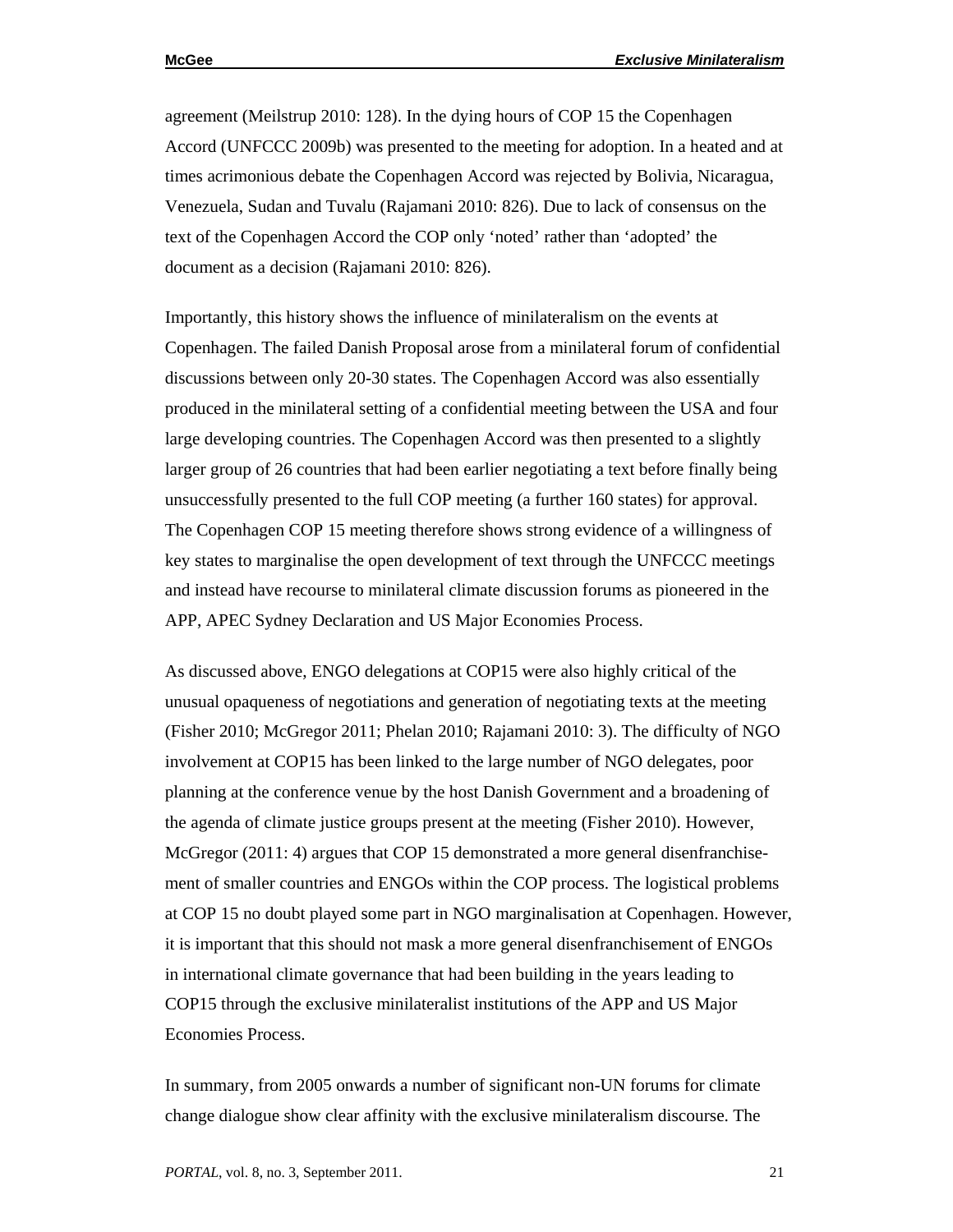agreement (Meilstrup 2010: 128). In the dying hours of COP 15 the Copenhagen Accord (UNFCCC 2009b) was presented to the meeting for adoption. In a heated and at times acrimonious debate the Copenhagen Accord was rejected by Bolivia, Nicaragua, Venezuela, Sudan and Tuvalu (Rajamani 2010: 826). Due to lack of consensus on the text of the Copenhagen Accord the COP only 'noted' rather than 'adopted' the document as a decision (Rajamani 2010: 826).

Importantly, this history shows the influence of minilateralism on the events at Copenhagen. The failed Danish Proposal arose from a minilateral forum of confidential discussions between only 20-30 states. The Copenhagen Accord was also essentially produced in the minilateral setting of a confidential meeting between the USA and four large developing countries. The Copenhagen Accord was then presented to a slightly larger group of 26 countries that had been earlier negotiating a text before finally being unsuccessfully presented to the full COP meeting (a further 160 states) for approval. The Copenhagen COP 15 meeting therefore shows strong evidence of a willingness of key states to marginalise the open development of text through the UNFCCC meetings and instead have recourse to minilateral climate discussion forums as pioneered in the APP, APEC Sydney Declaration and US Major Economies Process.

As discussed above, ENGO delegations at COP15 were also highly critical of the unusual opaqueness of negotiations and generation of negotiating texts at the meeting (Fisher 2010; McGregor 2011; Phelan 2010; Rajamani 2010: 3). The difficulty of NGO involvement at COP15 has been linked to the large number of NGO delegates, poor planning at the conference venue by the host Danish Government and a broadening of the agenda of climate justice groups present at the meeting (Fisher 2010). However, McGregor (2011: 4) argues that COP 15 demonstrated a more general disenfranchisement of smaller countries and ENGOs within the COP process. The logistical problems at COP 15 no doubt played some part in NGO marginalisation at Copenhagen. However, it is important that this should not mask a more general disenfranchisement of ENGOs in international climate governance that had been building in the years leading to COP15 through the exclusive minilateralist institutions of the APP and US Major Economies Process.

In summary, from 2005 onwards a number of significant non-UN forums for climate change dialogue show clear affinity with the exclusive minilateralism discourse. The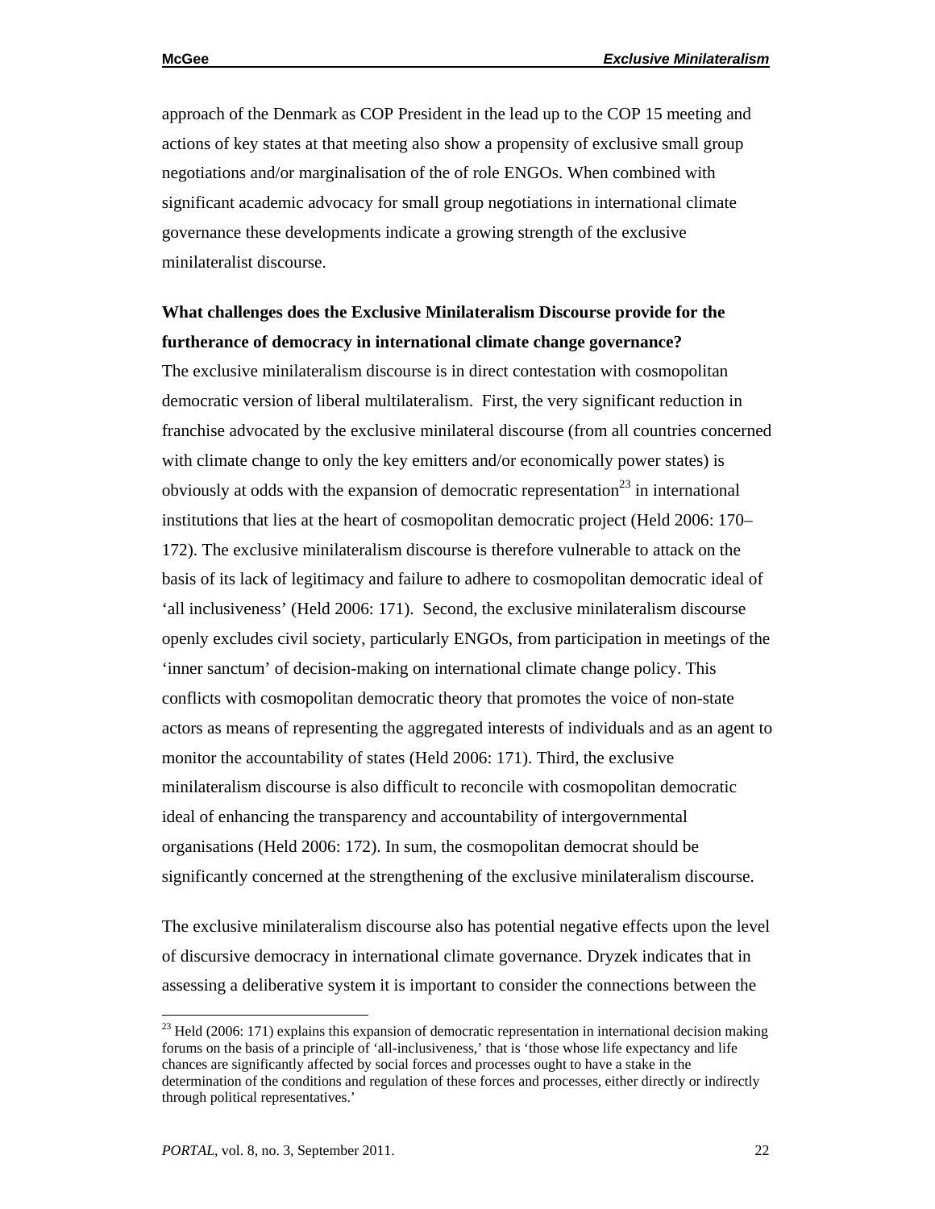approach of the Denmark as COP President in the lead up to the COP 15 meeting and actions of key states at that meeting also show a propensity of exclusive small group negotiations and/or marginalisation of the of role ENGOs. When combined with significant academic advocacy for small group negotiations in international climate governance these developments indicate a growing strength of the exclusive minilateralist discourse.

**What challenges does the Exclusive Minilateralism Discourse provide for the furtherance of democracy in international climate change governance?**

The exclusive minilateralism discourse is in direct contestation with cosmopolitan democratic version of liberal multilateralism. First, the very significant reduction in franchise advocated by the exclusive minilateral discourse (from all countries concerned with climate change to only the key emitters and/or economically power states) is obviously at odds with the expansion of democratic representation[23] in international institutions that lies at the heart of cosmopolitan democratic project (Held 2006: 170–172). The exclusive minilateralism discourse is therefore vulnerable to attack on the basis of its lack of legitimacy and failure to adhere to cosmopolitan democratic ideal of 'all inclusiveness' (Held 2006: 171). Second, the exclusive minilateralism discourse openly excludes civil society, particularly ENGOs, from participation in meetings of the 'inner sanctum' of decision-making on international climate change policy. This conflicts with cosmopolitan democratic theory that promotes the voice of non-state actors as means of representing the aggregated interests of individuals and as an agent to monitor the accountability of states (Held 2006: 171). Third, the exclusive minilateralism discourse is also difficult to reconcile with cosmopolitan democratic ideal of enhancing the transparency and accountability of intergovernmental organisations (Held 2006: 172). In sum, the cosmopolitan democrat should be significantly concerned at the strengthening of the exclusive minilateralism discourse.

The exclusive minilateralism discourse also has potential negative effects upon the level of discursive democracy in international climate governance. Dryzek indicates that in assessing a deliberative system it is important to consider the connections between the

[23] Held (2006: 171) explains this expansion of democratic representation in international decision making forums on the basis of a principle of 'all-inclusiveness,' that is 'those whose life expectancy and life chances are significantly affected by social forces and processes ought to have a stake in the determination of the conditions and regulation of these forces and processes, either directly or indirectly through political representatives.'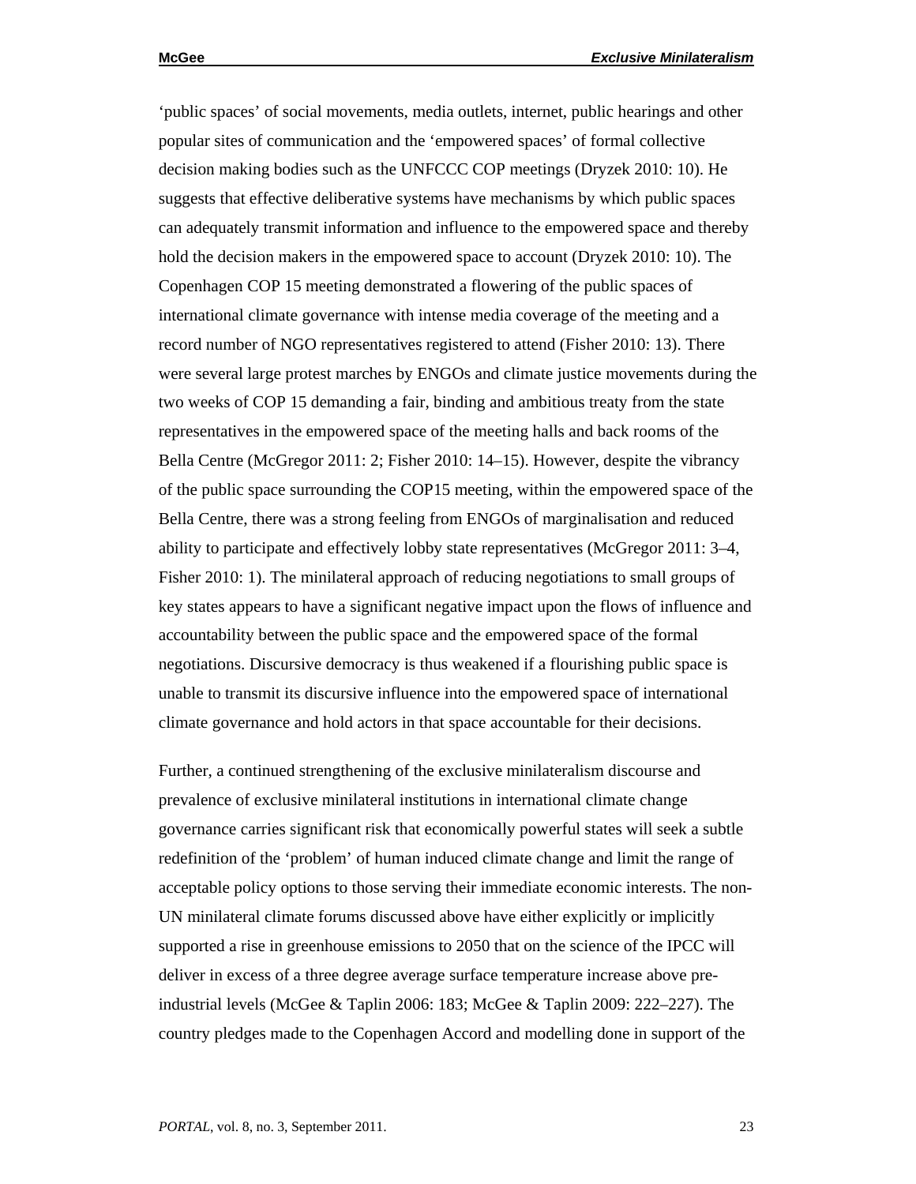'public spaces' of social movements, media outlets, internet, public hearings and other popular sites of communication and the 'empowered spaces' of formal collective decision making bodies such as the UNFCCC COP meetings (Dryzek 2010: 10). He suggests that effective deliberative systems have mechanisms by which public spaces can adequately transmit information and influence to the empowered space and thereby hold the decision makers in the empowered space to account (Dryzek 2010: 10). The Copenhagen COP 15 meeting demonstrated a flowering of the public spaces of international climate governance with intense media coverage of the meeting and a record number of NGO representatives registered to attend (Fisher 2010: 13). There were several large protest marches by ENGOs and climate justice movements during the two weeks of COP 15 demanding a fair, binding and ambitious treaty from the state representatives in the empowered space of the meeting halls and back rooms of the Bella Centre (McGregor 2011: 2; Fisher 2010: 14–15). However, despite the vibrancy of the public space surrounding the COP15 meeting, within the empowered space of the Bella Centre, there was a strong feeling from ENGOs of marginalisation and reduced ability to participate and effectively lobby state representatives (McGregor 2011: 3–4, Fisher 2010: 1). The minilateral approach of reducing negotiations to small groups of key states appears to have a significant negative impact upon the flows of influence and accountability between the public space and the empowered space of the formal negotiations. Discursive democracy is thus weakened if a flourishing public space is unable to transmit its discursive influence into the empowered space of international climate governance and hold actors in that space accountable for their decisions.

Further, a continued strengthening of the exclusive minilateralism discourse and prevalence of exclusive minilateral institutions in international climate change governance carries significant risk that economically powerful states will seek a subtle redefinition of the 'problem' of human induced climate change and limit the range of acceptable policy options to those serving their immediate economic interests. The non-UN minilateral climate forums discussed above have either explicitly or implicitly supported a rise in greenhouse emissions to 2050 that on the science of the IPCC will deliver in excess of a three degree average surface temperature increase above pre-industrial levels (McGee & Taplin 2006: 183; McGee & Taplin 2009: 222–227). The country pledges made to the Copenhagen Accord and modelling done in support of the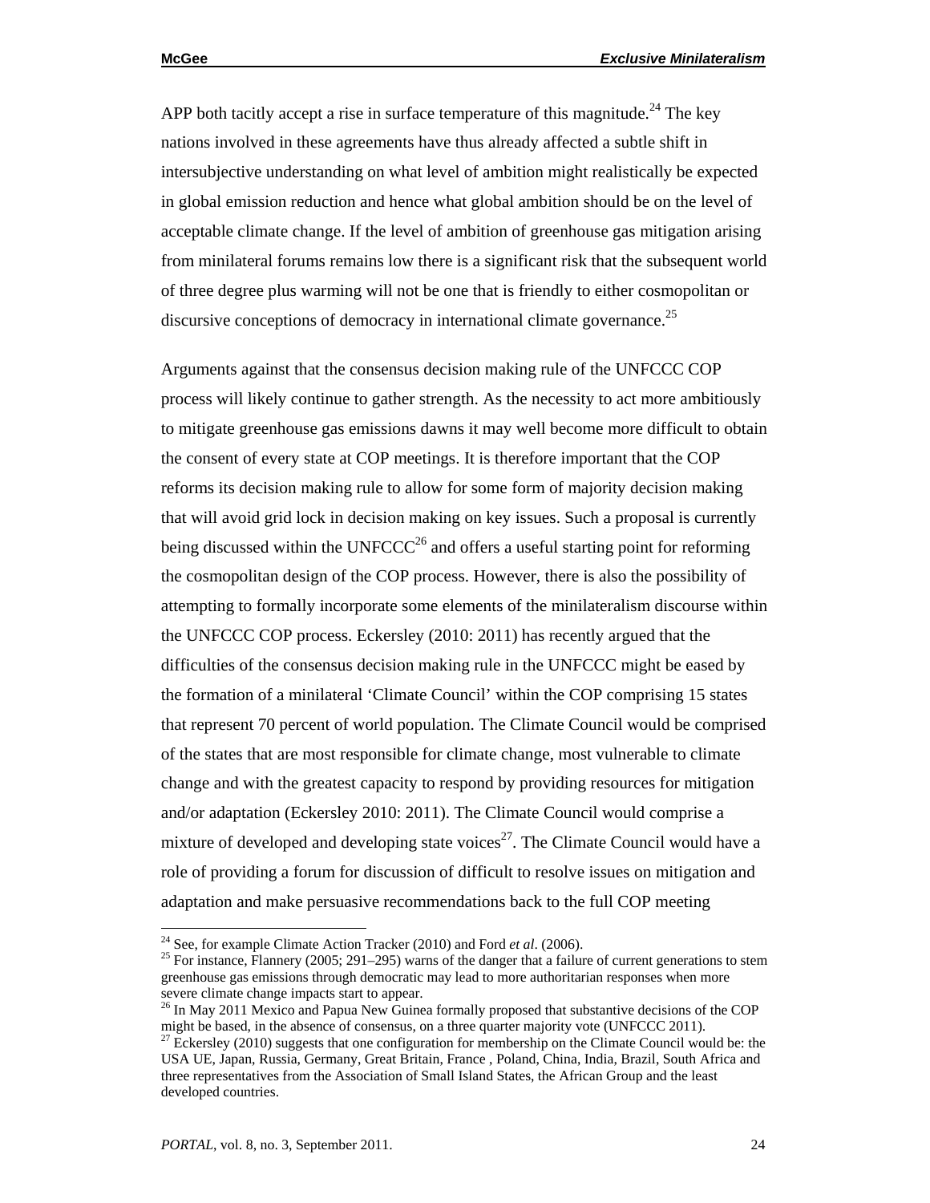APP both tacitly accept a rise in surface temperature of this magnitude.[24] The key nations involved in these agreements have thus already affected a subtle shift in intersubjective understanding on what level of ambition might realistically be expected in global emission reduction and hence what global ambition should be on the level of acceptable climate change. If the level of ambition of greenhouse gas mitigation arising from minilateral forums remains low there is a significant risk that the subsequent world of three degree plus warming will not be one that is friendly to either cosmopolitan or discursive conceptions of democracy in international climate governance.[25]

Arguments against that the consensus decision making rule of the UNFCCC COP process will likely continue to gather strength. As the necessity to act more ambitiously to mitigate greenhouse gas emissions dawns it may well become more difficult to obtain the consent of every state at COP meetings. It is therefore important that the COP reforms its decision making rule to allow for some form of majority decision making that will avoid grid lock in decision making on key issues. Such a proposal is currently being discussed within the UNFCCC[26] and offers a useful starting point for reforming the cosmopolitan design of the COP process. However, there is also the possibility of attempting to formally incorporate some elements of the minilateralism discourse within the UNFCCC COP process. Eckersley (2010: 2011) has recently argued that the difficulties of the consensus decision making rule in the UNFCCC might be eased by the formation of a minilateral 'Climate Council' within the COP comprising 15 states that represent 70 percent of world population. The Climate Council would be comprised of the states that are most responsible for climate change, most vulnerable to climate change and with the greatest capacity to respond by providing resources for mitigation and/or adaptation (Eckersley 2010: 2011). The Climate Council would comprise a mixture of developed and developing state voices[27]. The Climate Council would have a role of providing a forum for discussion of difficult to resolve issues on mitigation and adaptation and make persuasive recommendations back to the full COP meeting

---

[24] See, for example Climate Action Tracker (2010) and Ford *et al*. (2006).

[25] For instance, Flannery (2005; 291–295) warns of the danger that a failure of current generations to stem greenhouse gas emissions through democratic may lead to more authoritarian responses when more severe climate change impacts start to appear.

[26] In May 2011 Mexico and Papua New Guinea formally proposed that substantive decisions of the COP might be based, in the absence of consensus, on a three quarter majority vote (UNFCCC 2011).

[27] Eckersley (2010) suggests that one configuration for membership on the Climate Council would be: the USA UE, Japan, Russia, Germany, Great Britain, France , Poland, China, India, Brazil, South Africa and three representatives from the Association of Small Island States, the African Group and the least developed countries.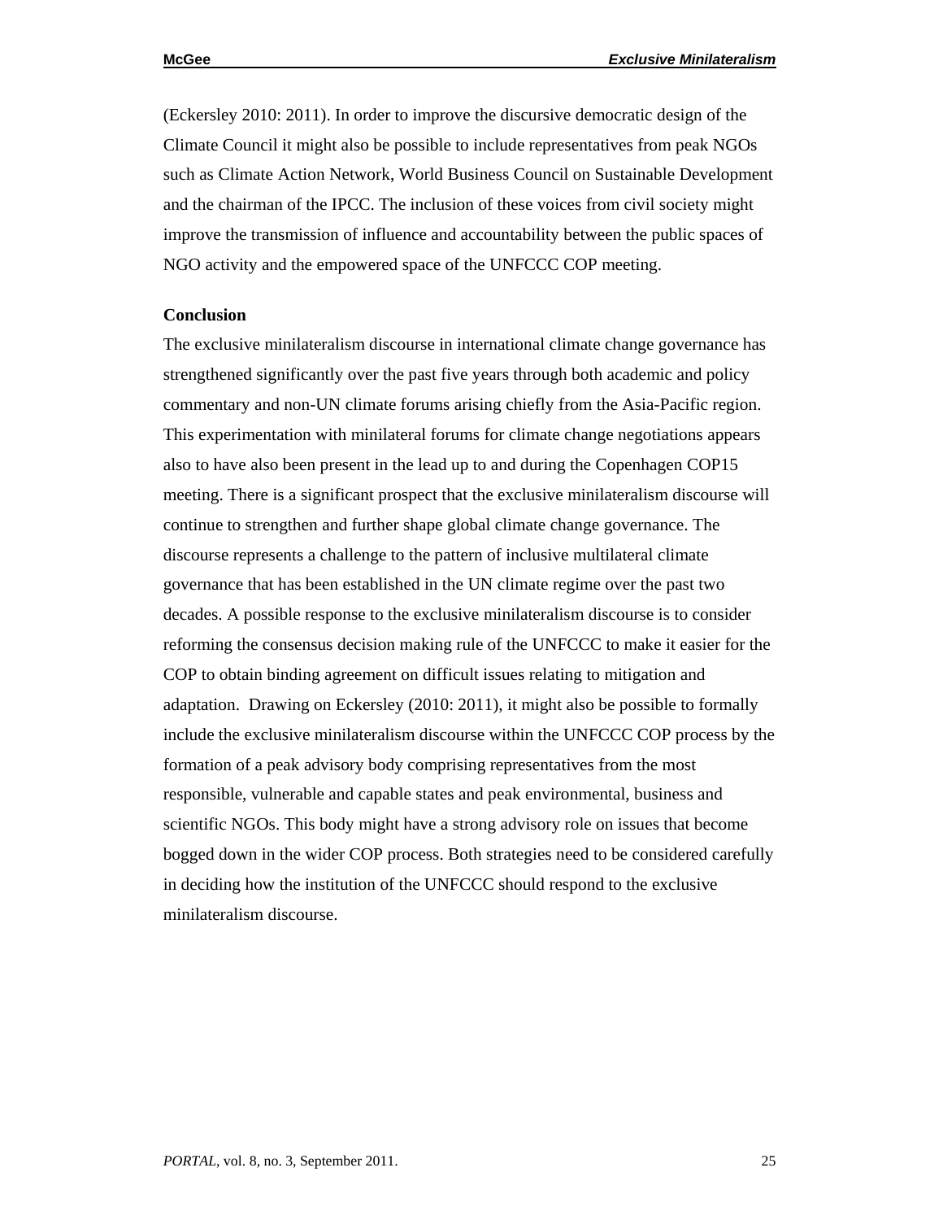(Eckersley 2010: 2011). In order to improve the discursive democratic design of the Climate Council it might also be possible to include representatives from peak NGOs such as Climate Action Network, World Business Council on Sustainable Development and the chairman of the IPCC. The inclusion of these voices from civil society might improve the transmission of influence and accountability between the public spaces of NGO activity and the empowered space of the UNFCCC COP meeting.

**Conclusion**

The exclusive minilateralism discourse in international climate change governance has strengthened significantly over the past five years through both academic and policy commentary and non-UN climate forums arising chiefly from the Asia-Pacific region. This experimentation with minilateral forums for climate change negotiations appears also to have also been present in the lead up to and during the Copenhagen COP15 meeting. There is a significant prospect that the exclusive minilateralism discourse will continue to strengthen and further shape global climate change governance. The discourse represents a challenge to the pattern of inclusive multilateral climate governance that has been established in the UN climate regime over the past two decades. A possible response to the exclusive minilateralism discourse is to consider reforming the consensus decision making rule of the UNFCCC to make it easier for the COP to obtain binding agreement on difficult issues relating to mitigation and adaptation. Drawing on Eckersley (2010: 2011), it might also be possible to formally include the exclusive minilateralism discourse within the UNFCCC COP process by the formation of a peak advisory body comprising representatives from the most responsible, vulnerable and capable states and peak environmental, business and scientific NGOs. This body might have a strong advisory role on issues that become bogged down in the wider COP process. Both strategies need to be considered carefully in deciding how the institution of the UNFCCC should respond to the exclusive minilateralism discourse.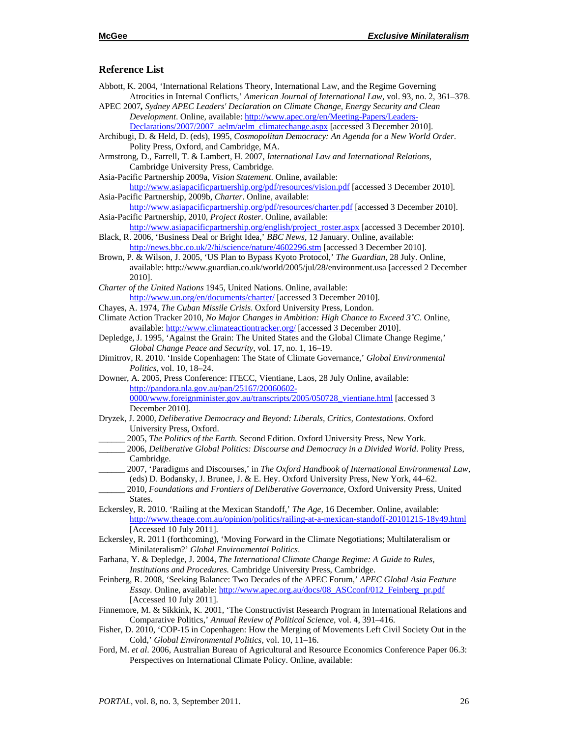## Reference List

Abbott, K. 2004, 'International Relations Theory, International Law, and the Regime Governing Atrocities in Internal Conflicts,' *American Journal of International Law*, vol. 93, no. 2, 361–378.

APEC 2007**,** *Sydney APEC Leaders' Declaration on Climate Change, Energy Security and Clean Development*. Online, available: http://www.apec.org/en/Meeting-Papers/Leaders-Declarations/2007/2007_aelm/aelm_climatechange.aspx [accessed 3 December 2010].

Archibugi, D. & Held, D. (eds), 1995, *Cosmopolitan Democracy: An Agenda for a New World Order*. Polity Press, Oxford, and Cambridge, MA.

Armstrong, D., Farrell, T. & Lambert, H. 2007, *International Law and International Relations*, Cambridge University Press, Cambridge.

Asia-Pacific Partnership 2009a, *Vision Statement*. Online, available: http://www.asiapacificpartnership.org/pdf/resources/vision.pdf [accessed 3 December 2010].

Asia-Pacific Partnership, 2009b, *Charter*. Online, available: http://www.asiapacificpartnership.org/pdf/resources/charter.pdf [accessed 3 December 2010].

Asia-Pacific Partnership, 2010, *Project Roster*. Online, available: http://www.asiapacificpartnership.org/english/project_roster.aspx [accessed 3 December 2010].

Black, R. 2006, 'Business Deal or Bright Idea,' *BBC News*, 12 January. Online, available: http://news.bbc.co.uk/2/hi/science/nature/4602296.stm [accessed 3 December 2010].

Brown, P. & Wilson, J. 2005, 'US Plan to Bypass Kyoto Protocol,' *The Guardian*, 28 July. Online, available: http://www.guardian.co.uk/world/2005/jul/28/environment.usa [accessed 2 December 2010].

*Charter of the United Nations* 1945, United Nations. Online, available: http://www.un.org/en/documents/charter/ [accessed 3 December 2010].

Chayes, A. 1974, *The Cuban Missile Crisis*. Oxford University Press, London.

Climate Action Tracker 2010, *No Major Changes in Ambition: High Chance to Exceed 3˚C*. Online, available: http://www.climateactiontracker.org/ [accessed 3 December 2010].

Depledge, J. 1995, 'Against the Grain: The United States and the Global Climate Change Regime,' *Global Change Peace and Security*, vol. 17, no. 1, 16–19.

Dimitrov, R. 2010. 'Inside Copenhagen: The State of Climate Governance,' *Global Environmental Politics*, vol. 10, 18–24.

Downer, A. 2005, Press Conference: ITECC, Vientiane, Laos, 28 July Online, available: http://pandora.nla.gov.au/pan/25167/20060602-0000/www.foreignminister.gov.au/transcripts/2005/050728_vientiane.html [accessed 3 December 2010].

Dryzek, J. 2000, *Deliberative Democracy and Beyond: Liberals, Critics, Contestations*. Oxford University Press, Oxford.

______ 2005, *The Politics of the Earth.* Second Edition. Oxford University Press, New York.

______ 2006, *Deliberative Global Politics: Discourse and Democracy in a Divided World*. Polity Press, Cambridge.

______ 2007, 'Paradigms and Discourses,' in *The Oxford Handbook of International Environmental Law,* (eds) D. Bodansky, J. Brunee, J. & E. Hey. Oxford University Press, New York, 44–62.

______ 2010, *Foundations and Frontiers of Deliberative Governance,* Oxford University Press, United States.

Eckersley, R. 2010. 'Railing at the Mexican Standoff,' *The Age,* 16 December. Online, available: http://www.theage.com.au/opinion/politics/railing-at-a-mexican-standoff-20101215-18y49.html [Accessed 10 July 2011].

Eckersley, R. 2011 (forthcoming), 'Moving Forward in the Climate Negotiations; Multilateralism or Minilateralism?' *Global Environmental Politics*.

Farhana, Y. & Depledge, J. 2004, *The International Climate Change Regime: A Guide to Rules, Institutions and Procedures.* Cambridge University Press, Cambridge.

Feinberg, R. 2008, 'Seeking Balance: Two Decades of the APEC Forum,' *APEC Global Asia Feature Essay.* Online, available: http://www.apec.org.au/docs/08_ASCconf/012_Feinberg_pr.pdf [Accessed 10 July 2011].

Finnemore, M. & Sikkink, K. 2001, 'The Constructivist Research Program in International Relations and Comparative Politics,' *Annual Review of Political Science*, vol. 4, 391–416.

Fisher, D. 2010, 'COP-15 in Copenhagen: How the Merging of Movements Left Civil Society Out in the Cold,' *Global Environmental Politics*, vol. 10, 11–16.

Ford, M. *et al*. 2006, Australian Bureau of Agricultural and Resource Economics Conference Paper 06.3: Perspectives on International Climate Policy. Online, available: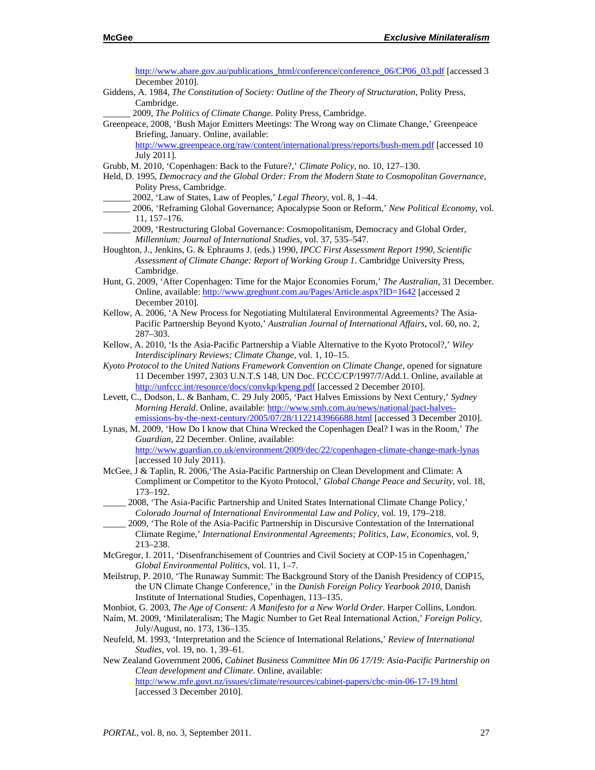http://www.abare.gov.au/publications_html/conference/conference_06/CP06_03.pdf [accessed 3 December 2010].

Giddens, A. 1984, *The Constitution of Society: Outline of the Theory of Structuration*, Polity Press, Cambridge.

______ 2009, *The Politics of Climate Change.* Polity Press, Cambridge.

Greenpeace, 2008, 'Bush Major Emitters Meetings: The Wrong way on Climate Change,' Greenpeace Briefing, January. Online, available: http://www.greenpeace.org/raw/content/international/press/reports/bush-mem.pdf [accessed 10 July 2011].

Grubb, M. 2010, 'Copenhagen: Back to the Future?,' *Climate Policy,* no. 10, 127–130.

Held, D. 1995, *Democracy and the Global Order: From the Modern State to Cosmopolitan Governance*, Polity Press, Cambridge.

______ 2002, 'Law of States, Law of Peoples,' *Legal Theory*, vol. 8, 1–44.

______ 2006, 'Reframing Global Governance; Apocalypse Soon or Reform,' *New Political Economy*, vol. 11, 157–176.

______ 2009, 'Restructuring Global Governance: Cosmopolitanism, Democracy and Global Order, *Millennium: Journal of International Studies*, vol. 37, 535–547.

Houghton, J., Jenkins, G. & Ephraums J. (eds.) 1990, *IPCC First Assessment Report 1990, Scientific Assessment of Climate Change: Report of Working Group 1*. Cambridge University Press, Cambridge.

Hunt, G. 2009, 'After Copenhagen: Time for the Major Economies Forum,' *The Australian*, 31 December. Online, available: http://www.greghunt.com.au/Pages/Article.aspx?ID=1642 [accessed 2 December 2010].

Kellow, A. 2006, 'A New Process for Negotiating Multilateral Environmental Agreements? The Asia-Pacific Partnership Beyond Kyoto,' *Australian Journal of International Affairs*, vol. 60, no. 2, 287–303.

Kellow, A. 2010, 'Is the Asia-Pacific Partnership a Viable Alternative to the Kyoto Protocol?,' *Wiley Interdisciplinary Reviews; Climate Change,* vol. 1, 10–15.

*Kyoto Protocol to the United Nations Framework Convention on Climate Change*, opened for signature 11 December 1997, 2303 U.N.T.S 148, UN Doc. FCCC/CP/1997/7/Add.1. Online, available at http://unfccc.int/resource/docs/convkp/kpeng.pdf [accessed 2 December 2010].

Levett, C., Dodson, L. & Banham, C. 29 July 2005, 'Pact Halves Emissions by Next Century,' *Sydney Morning Herald*. Online, available: http://www.smh.com.au/news/national/pact-halves-emissions-by-the-next-century/2005/07/28/1122143966688.html [accessed 3 December 2010].

Lynas, M. 2009, 'How Do I know that China Wrecked the Copenhagen Deal? I was in the Room,' *The Guardian,* 22 December. Online, available: http://www.guardian.co.uk/environment/2009/dec/22/copenhagen-climate-change-mark-lynas [accessed 10 July 2011).

McGee, J & Taplin, R. 2006,'The Asia-Pacific Partnership on Clean Development and Climate: A Compliment or Competitor to the Kyoto Protocol,' *Global Change Peace and Security*, vol. 18, 173–192.

_____ 2008, 'The Asia-Pacific Partnership and United States International Climate Change Policy,' *Colorado Journal of International Environmental Law and Policy,* vol. 19, 179–218.

_____ 2009, 'The Role of the Asia-Pacific Partnership in Discursive Contestation of the International Climate Regime,' *International Environmental Agreements; Politics, Law, Economics*, vol. 9, 213–238.

McGregor, I. 2011, 'Disenfranchisement of Countries and Civil Society at COP-15 in Copenhagen,' *Global Environmental Politics*, vol. 11, 1–7.

Meilstrup, P. 2010, 'The Runaway Summit: The Background Story of the Danish Presidency of COP15, the UN Climate Change Conference,' in the *Danish Foreign Policy Yearbook 2010,* Danish Institute of International Studies, Copenhagen, 113–135.

Monbiot, G. 2003, *The Age of Consent: A Manifesto for a New World Order.* Harper Collins, London.

Naím, M. 2009, 'Minilateralism; The Magic Number to Get Real International Action,' *Foreign Policy,* July/August, no. 173, 136–135.

Neufeld, M. 1993, 'Interpretation and the Science of International Relations,' *Review of International Studies,* vol. 19, no. 1, 39–61.

New Zealand Government 2006, *Cabinet Business Committee Min 06 17/19: Asia-Pacific Partnership on Clean development and Climate.* Online, available: http://www.mfe.govt.nz/issues/climate/resources/cabinet-papers/cbc-min-06-17-19.html [accessed 3 December 2010].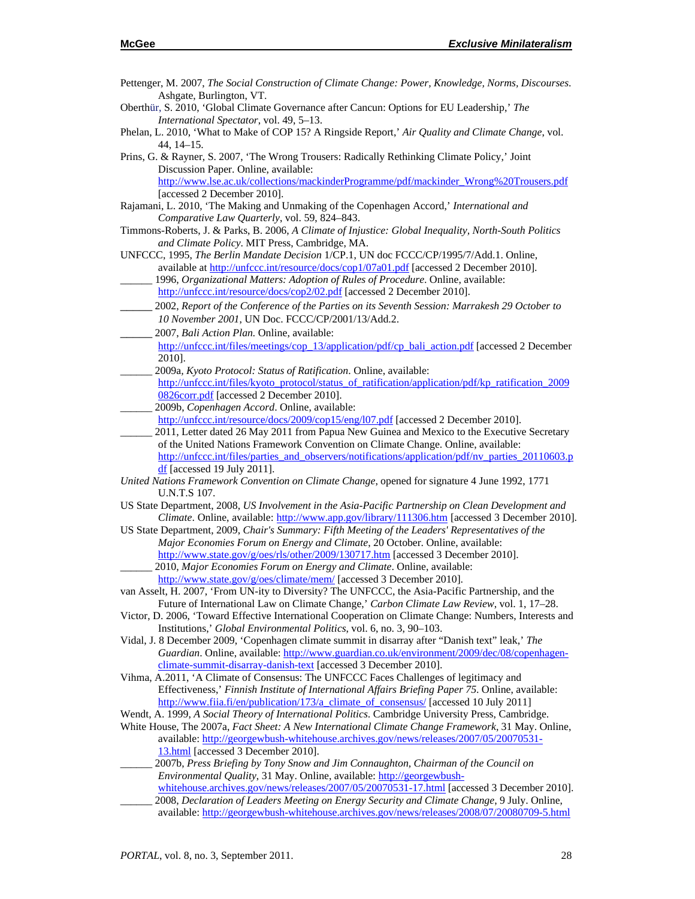Pettenger, M. 2007, *The Social Construction of Climate Change: Power, Knowledge, Norms, Discourses*. Ashgate, Burlington, VT.

Oberthür, S. 2010, 'Global Climate Governance after Cancun: Options for EU Leadership,' *The International Spectator*, vol. 49, 5–13.

Phelan, L. 2010, 'What to Make of COP 15? A Ringside Report,' *Air Quality and Climate Change*, vol. 44, 14–15.

Prins, G. & Rayner, S. 2007, 'The Wrong Trousers: Radically Rethinking Climate Policy,' Joint Discussion Paper. Online, available: http://www.lse.ac.uk/collections/mackinderProgramme/pdf/mackinder_Wrong%20Trousers.pdf [accessed 2 December 2010].

Rajamani, L. 2010, 'The Making and Unmaking of the Copenhagen Accord,' *International and Comparative Law Quarterly*, vol. 59, 824–843.

Timmons-Roberts, J. & Parks, B. 2006, *A Climate of Injustice: Global Inequality, North-South Politics and Climate Policy*. MIT Press, Cambridge, MA.

UNFCCC, 1995, *The Berlin Mandate Decision* 1/CP.1, UN doc FCCC/CP/1995/7/Add.1. Online, available at http://unfccc.int/resource/docs/cop1/07a01.pdf [accessed 2 December 2010].

______ 1996, *Organizational Matters: Adoption of Rules of Procedure*. Online, available: http://unfccc.int/resource/docs/cop2/02.pdf [accessed 2 December 2010].

______ 2002, *Report of the Conference of the Parties on its Seventh Session: Marrakesh 29 October to 10 November 2001*, UN Doc. FCCC/CP/2001/13/Add.2.

______ 2007, *Bali Action Plan*. Online, available: http://unfccc.int/files/meetings/cop_13/application/pdf/cp_bali_action.pdf [accessed 2 December 2010].

______ 2009a, *Kyoto Protocol: Status of Ratification*. Online, available: http://unfccc.int/files/kyoto_protocol/status_of_ratification/application/pdf/kp_ratification_20090826corr.pdf [accessed 2 December 2010].

______ 2009b, *Copenhagen Accord*. Online, available: http://unfccc.int/resource/docs/2009/cop15/eng/l07.pdf [accessed 2 December 2010].

______ 2011, Letter dated 26 May 2011 from Papua New Guinea and Mexico to the Executive Secretary of the United Nations Framework Convention on Climate Change. Online, available: http://unfccc.int/files/parties_and_observers/notifications/application/pdf/nv_parties_20110603.pdf [accessed 19 July 2011].

*United Nations Framework Convention on Climate Change*, opened for signature 4 June 1992, 1771 U.N.T.S 107.

US State Department, 2008, *US Involvement in the Asia-Pacific Partnership on Clean Development and Climate*. Online, available: http://www.app.gov/library/111306.htm [accessed 3 December 2010].

US State Department, 2009, *Chair's Summary: Fifth Meeting of the Leaders' Representatives of the Major Economies Forum on Energy and Climate*, 20 October. Online, available: http://www.state.gov/g/oes/rls/other/2009/130717.htm [accessed 3 December 2010].

______ 2010, *Major Economies Forum on Energy and Climate*. Online, available: http://www.state.gov/g/oes/climate/mem/ [accessed 3 December 2010].

van Asselt, H. 2007, 'From UN-ity to Diversity? The UNFCCC, the Asia-Pacific Partnership, and the Future of International Law on Climate Change,' *Carbon Climate Law Review*, vol. 1, 17–28.

Victor, D. 2006, 'Toward Effective International Cooperation on Climate Change: Numbers, Interests and Institutions,' *Global Environmental Politics*, vol. 6, no. 3, 90–103.

Vidal, J. 8 December 2009, 'Copenhagen climate summit in disarray after "Danish text" leak,' *The Guardian*. Online, available: http://www.guardian.co.uk/environment/2009/dec/08/copenhagen-climate-summit-disarray-danish-text [accessed 3 December 2010].

Vihma, A.2011, 'A Climate of Consensus: The UNFCCC Faces Challenges of legitimacy and Effectiveness,' *Finnish Institute of International Affairs Briefing Paper 75*. Online, available: http://www.fiia.fi/en/publication/173/a_climate_of_consensus/ [accessed 10 July 2011]

Wendt, A. 1999, *A Social Theory of International Politics*. Cambridge University Press, Cambridge.

White House, The 2007a, *Fact Sheet: A New International Climate Change Framework*, 31 May. Online, available: http://georgewbush-whitehouse.archives.gov/news/releases/2007/05/20070531-13.html [accessed 3 December 2010].

______ 2007b, *Press Briefing by Tony Snow and Jim Connaughton, Chairman of the Council on Environmental Quality*, 31 May. Online, available: http://georgewbush-whitehouse.archives.gov/news/releases/2007/05/20070531-17.html [accessed 3 December 2010].

______ 2008, *Declaration of Leaders Meeting on Energy Security and Climate Change*, 9 July. Online, available: http://georgewbush-whitehouse.archives.gov/news/releases/2008/07/20080709-5.html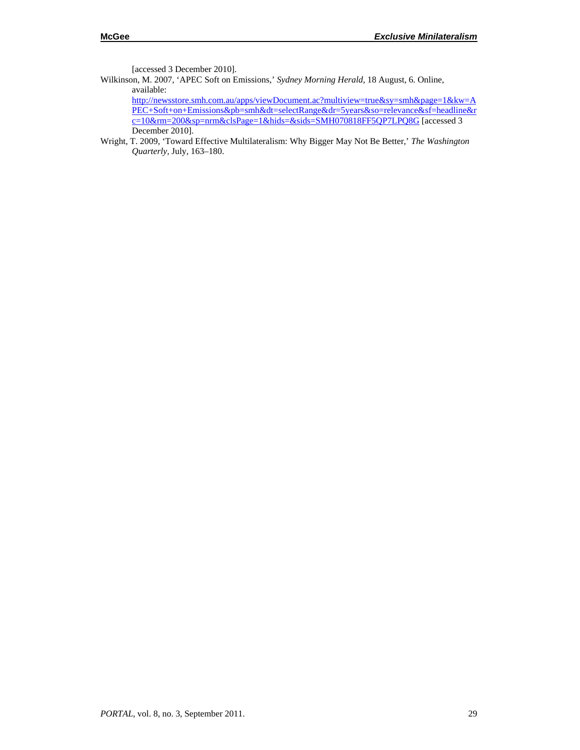[accessed 3 December 2010].

Wilkinson, M. 2007, 'APEC Soft on Emissions,' *Sydney Morning Herald*, 18 August, 6. Online, available: http://newsstore.smh.com.au/apps/viewDocument.ac?multiview=true&sy=smh&page=1&kw=APEC+Soft+on+Emissions&pb=smh&dt=selectRange&dr=5years&so=relevance&sf=headline&rc=10&rm=200&sp=nrm&clsPage=1&hids=&sids=SMH070818FF5QP7LPQ8G [accessed 3 December 2010].

Wright, T. 2009, 'Toward Effective Multilateralism: Why Bigger May Not Be Better,' *The Washington Quarterly*, July, 163–180.